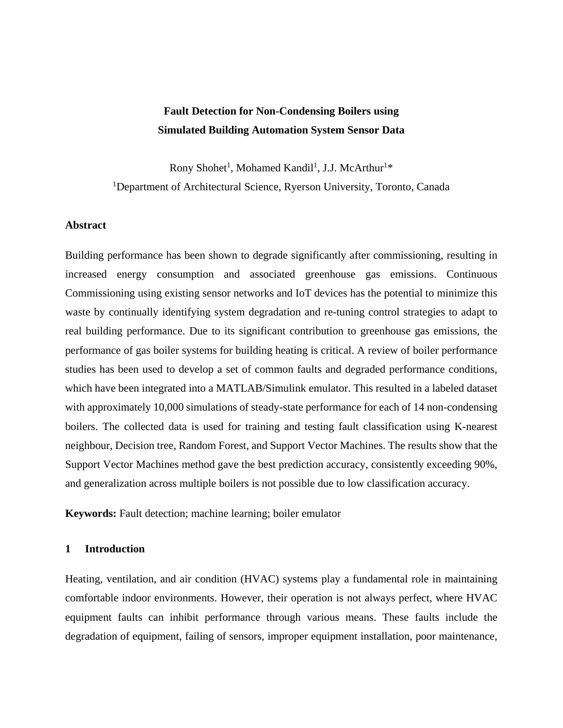# Fault Detection for Non-Condensing Boilers using Simulated Building Automation System Sensor Data

Rony Shohet[1], Mohamed Kandil[1], J.J. McArthur[1]*

[1]Department of Architectural Science, Ryerson University, Toronto, Canada

## Abstract

Building performance has been shown to degrade significantly after commissioning, resulting in increased energy consumption and associated greenhouse gas emissions. Continuous Commissioning using existing sensor networks and IoT devices has the potential to minimize this waste by continually identifying system degradation and re-tuning control strategies to adapt to real building performance. Due to its significant contribution to greenhouse gas emissions, the performance of gas boiler systems for building heating is critical. A review of boiler performance studies has been used to develop a set of common faults and degraded performance conditions, which have been integrated into a MATLAB/Simulink emulator. This resulted in a labeled dataset with approximately 10,000 simulations of steady-state performance for each of 14 non-condensing boilers. The collected data is used for training and testing fault classification using K-nearest neighbour, Decision tree, Random Forest, and Support Vector Machines. The results show that the Support Vector Machines method gave the best prediction accuracy, consistently exceeding 90%, and generalization across multiple boilers is not possible due to low classification accuracy.

**Keywords:** Fault detection; machine learning; boiler emulator

## 1 Introduction

Heating, ventilation, and air condition (HVAC) systems play a fundamental role in maintaining comfortable indoor environments. However, their operation is not always perfect, where HVAC equipment faults can inhibit performance through various means. These faults include the degradation of equipment, failing of sensors, improper equipment installation, poor maintenance,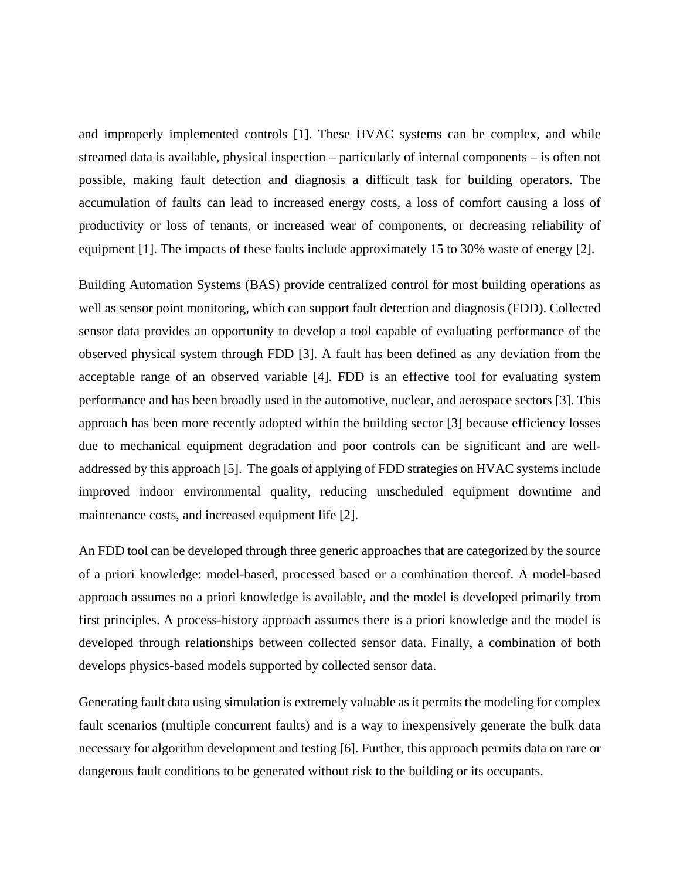and improperly implemented controls [1]. These HVAC systems can be complex, and while streamed data is available, physical inspection – particularly of internal components – is often not possible, making fault detection and diagnosis a difficult task for building operators. The accumulation of faults can lead to increased energy costs, a loss of comfort causing a loss of productivity or loss of tenants, or increased wear of components, or decreasing reliability of equipment [1]. The impacts of these faults include approximately 15 to 30% waste of energy [2].

Building Automation Systems (BAS) provide centralized control for most building operations as well as sensor point monitoring, which can support fault detection and diagnosis (FDD). Collected sensor data provides an opportunity to develop a tool capable of evaluating performance of the observed physical system through FDD [3]. A fault has been defined as any deviation from the acceptable range of an observed variable [4]. FDD is an effective tool for evaluating system performance and has been broadly used in the automotive, nuclear, and aerospace sectors [3]. This approach has been more recently adopted within the building sector [3] because efficiency losses due to mechanical equipment degradation and poor controls can be significant and are well-addressed by this approach [5]. The goals of applying of FDD strategies on HVAC systems include improved indoor environmental quality, reducing unscheduled equipment downtime and maintenance costs, and increased equipment life [2].

An FDD tool can be developed through three generic approaches that are categorized by the source of a priori knowledge: model-based, processed based or a combination thereof. A model-based approach assumes no a priori knowledge is available, and the model is developed primarily from first principles. A process-history approach assumes there is a priori knowledge and the model is developed through relationships between collected sensor data. Finally, a combination of both develops physics-based models supported by collected sensor data.

Generating fault data using simulation is extremely valuable as it permits the modeling for complex fault scenarios (multiple concurrent faults) and is a way to inexpensively generate the bulk data necessary for algorithm development and testing [6]. Further, this approach permits data on rare or dangerous fault conditions to be generated without risk to the building or its occupants.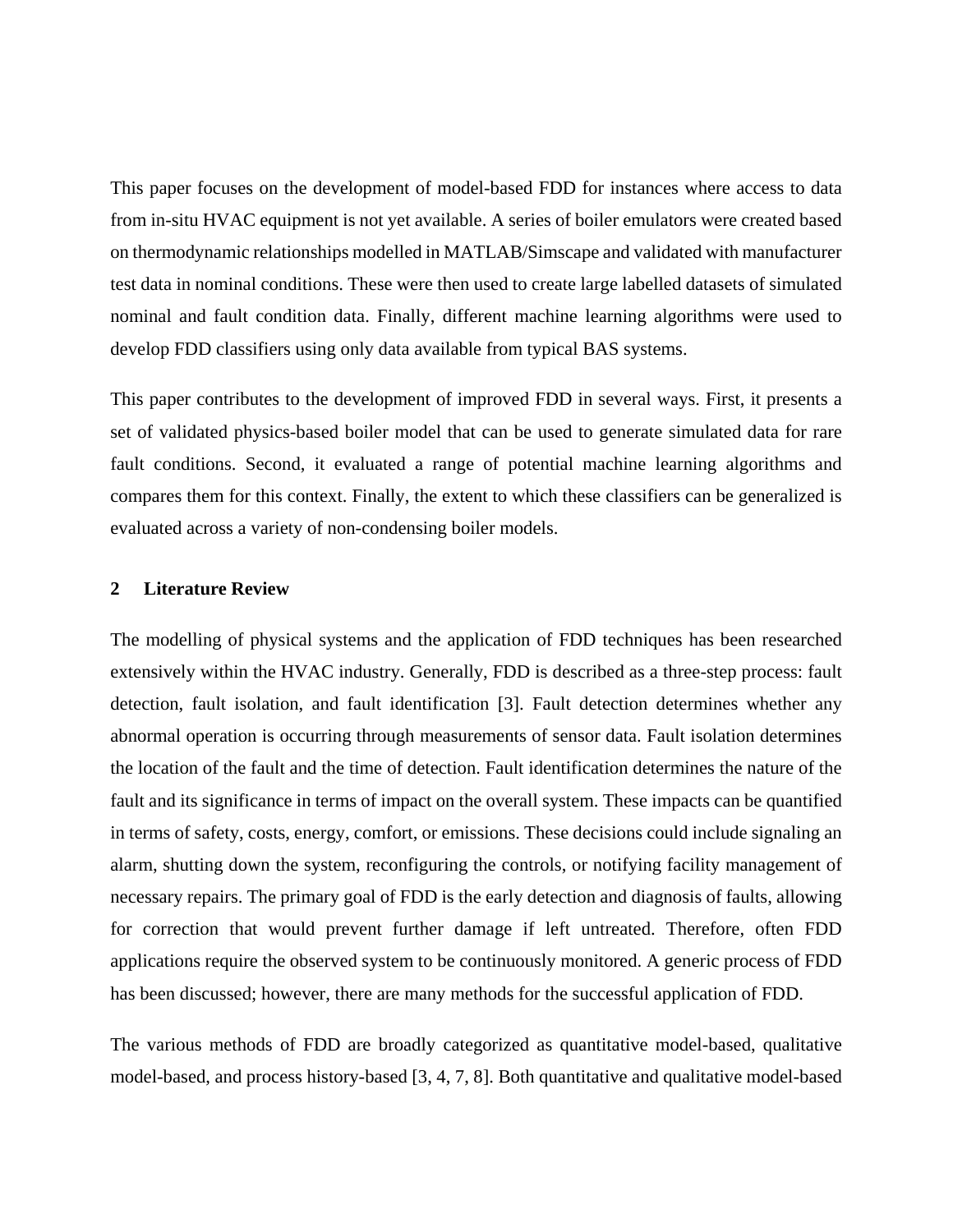This paper focuses on the development of model-based FDD for instances where access to data from in-situ HVAC equipment is not yet available. A series of boiler emulators were created based on thermodynamic relationships modelled in MATLAB/Simscape and validated with manufacturer test data in nominal conditions. These were then used to create large labelled datasets of simulated nominal and fault condition data. Finally, different machine learning algorithms were used to develop FDD classifiers using only data available from typical BAS systems.

This paper contributes to the development of improved FDD in several ways. First, it presents a set of validated physics-based boiler model that can be used to generate simulated data for rare fault conditions. Second, it evaluated a range of potential machine learning algorithms and compares them for this context. Finally, the extent to which these classifiers can be generalized is evaluated across a variety of non-condensing boiler models.

## 2 Literature Review

The modelling of physical systems and the application of FDD techniques has been researched extensively within the HVAC industry. Generally, FDD is described as a three-step process: fault detection, fault isolation, and fault identification [3]. Fault detection determines whether any abnormal operation is occurring through measurements of sensor data. Fault isolation determines the location of the fault and the time of detection. Fault identification determines the nature of the fault and its significance in terms of impact on the overall system. These impacts can be quantified in terms of safety, costs, energy, comfort, or emissions. These decisions could include signaling an alarm, shutting down the system, reconfiguring the controls, or notifying facility management of necessary repairs. The primary goal of FDD is the early detection and diagnosis of faults, allowing for correction that would prevent further damage if left untreated. Therefore, often FDD applications require the observed system to be continuously monitored. A generic process of FDD has been discussed; however, there are many methods for the successful application of FDD.

The various methods of FDD are broadly categorized as quantitative model-based, qualitative model-based, and process history-based [3, 4, 7, 8]. Both quantitative and qualitative model-based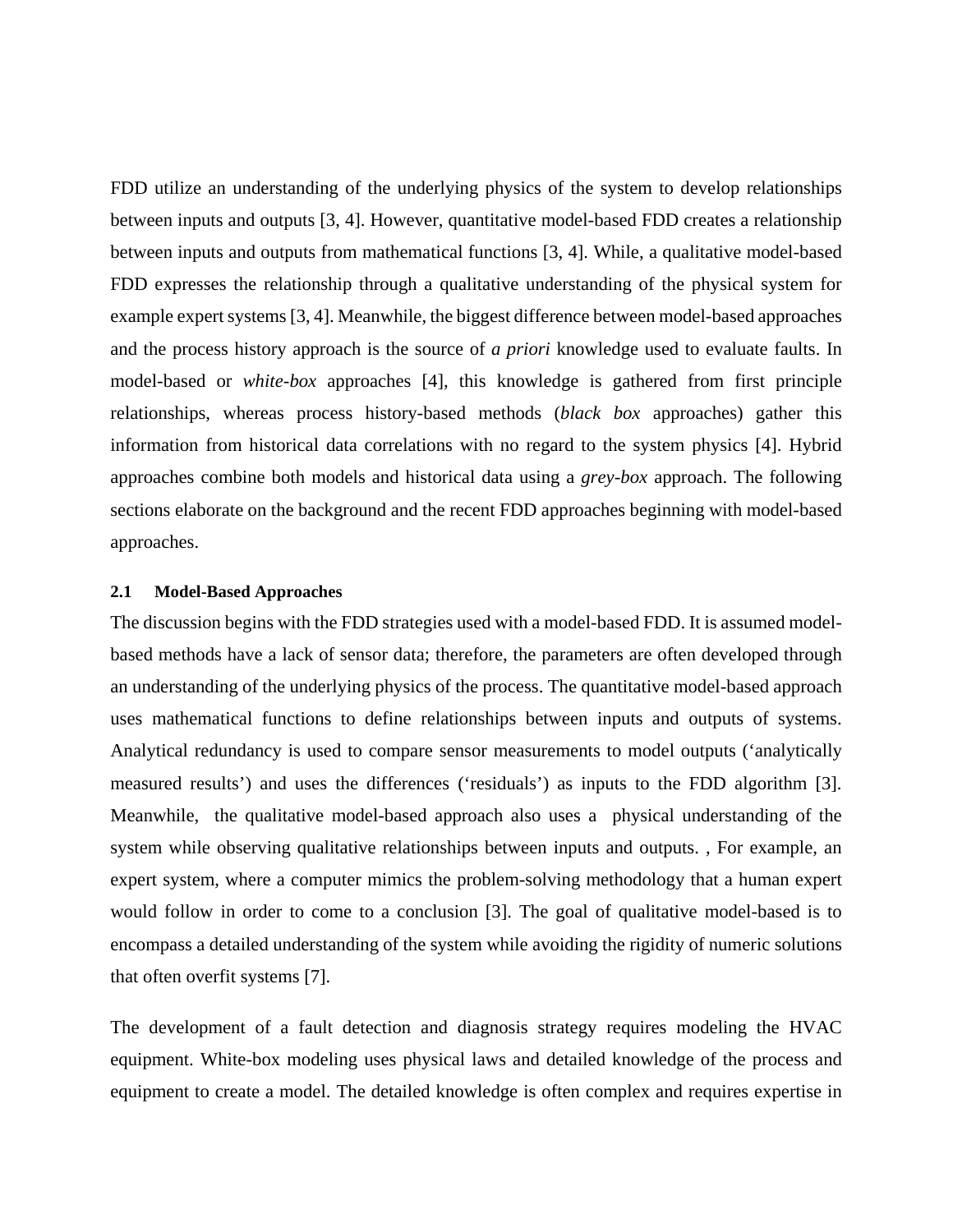FDD utilize an understanding of the underlying physics of the system to develop relationships between inputs and outputs [3, 4]. However, quantitative model-based FDD creates a relationship between inputs and outputs from mathematical functions [3, 4]. While, a qualitative model-based FDD expresses the relationship through a qualitative understanding of the physical system for example expert systems [3, 4]. Meanwhile, the biggest difference between model-based approaches and the process history approach is the source of *a priori* knowledge used to evaluate faults. In model-based or *white-box* approaches [4], this knowledge is gathered from first principle relationships, whereas process history-based methods (*black box* approaches) gather this information from historical data correlations with no regard to the system physics [4]. Hybrid approaches combine both models and historical data using a *grey-box* approach. The following sections elaborate on the background and the recent FDD approaches beginning with model-based approaches.

### 2.1 Model-Based Approaches

The discussion begins with the FDD strategies used with a model-based FDD. It is assumed model-based methods have a lack of sensor data; therefore, the parameters are often developed through an understanding of the underlying physics of the process. The quantitative model-based approach uses mathematical functions to define relationships between inputs and outputs of systems. Analytical redundancy is used to compare sensor measurements to model outputs ('analytically measured results') and uses the differences ('residuals') as inputs to the FDD algorithm [3]. Meanwhile, the qualitative model-based approach also uses a physical understanding of the system while observing qualitative relationships between inputs and outputs. , For example, an expert system, where a computer mimics the problem-solving methodology that a human expert would follow in order to come to a conclusion [3]. The goal of qualitative model-based is to encompass a detailed understanding of the system while avoiding the rigidity of numeric solutions that often overfit systems [7].

The development of a fault detection and diagnosis strategy requires modeling the HVAC equipment. White-box modeling uses physical laws and detailed knowledge of the process and equipment to create a model. The detailed knowledge is often complex and requires expertise in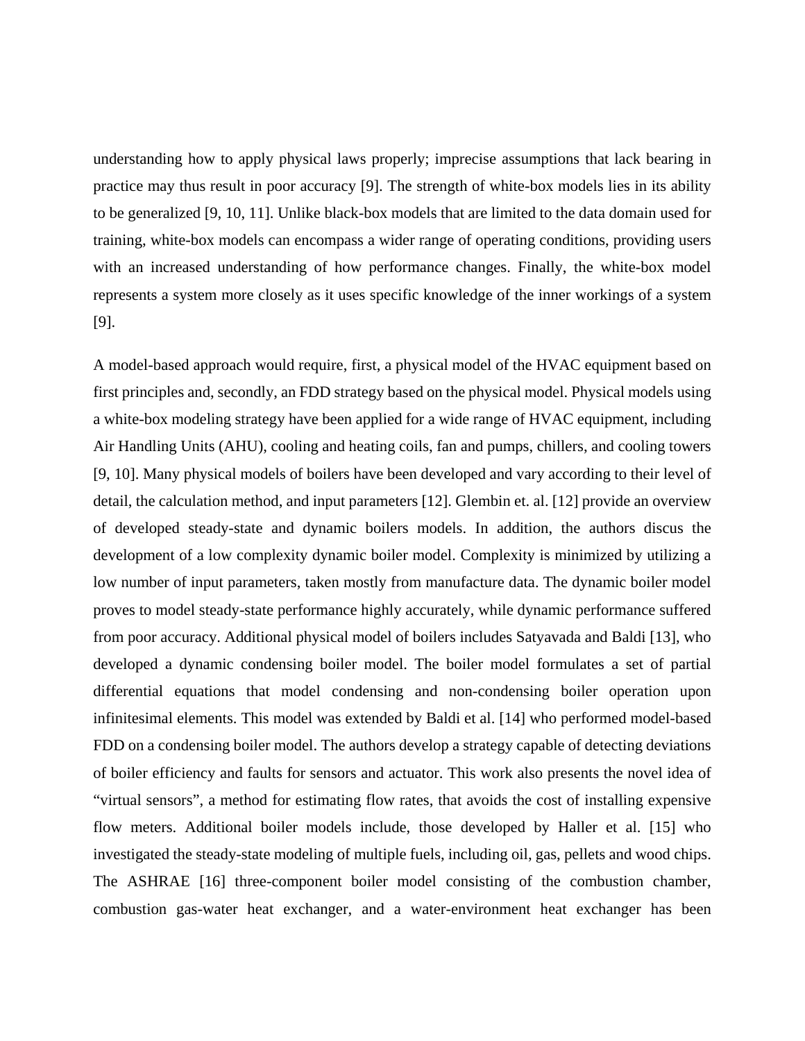understanding how to apply physical laws properly; imprecise assumptions that lack bearing in practice may thus result in poor accuracy [9]. The strength of white-box models lies in its ability to be generalized [9, 10, 11]. Unlike black-box models that are limited to the data domain used for training, white-box models can encompass a wider range of operating conditions, providing users with an increased understanding of how performance changes. Finally, the white-box model represents a system more closely as it uses specific knowledge of the inner workings of a system [9].

A model-based approach would require, first, a physical model of the HVAC equipment based on first principles and, secondly, an FDD strategy based on the physical model. Physical models using a white-box modeling strategy have been applied for a wide range of HVAC equipment, including Air Handling Units (AHU), cooling and heating coils, fan and pumps, chillers, and cooling towers [9, 10]. Many physical models of boilers have been developed and vary according to their level of detail, the calculation method, and input parameters [12]. Glembin et. al. [12] provide an overview of developed steady-state and dynamic boilers models. In addition, the authors discus the development of a low complexity dynamic boiler model. Complexity is minimized by utilizing a low number of input parameters, taken mostly from manufacture data. The dynamic boiler model proves to model steady-state performance highly accurately, while dynamic performance suffered from poor accuracy. Additional physical model of boilers includes Satyavada and Baldi [13], who developed a dynamic condensing boiler model. The boiler model formulates a set of partial differential equations that model condensing and non-condensing boiler operation upon infinitesimal elements. This model was extended by Baldi et al. [14] who performed model-based FDD on a condensing boiler model. The authors develop a strategy capable of detecting deviations of boiler efficiency and faults for sensors and actuator. This work also presents the novel idea of "virtual sensors", a method for estimating flow rates, that avoids the cost of installing expensive flow meters. Additional boiler models include, those developed by Haller et al. [15] who investigated the steady-state modeling of multiple fuels, including oil, gas, pellets and wood chips. The ASHRAE [16] three-component boiler model consisting of the combustion chamber, combustion gas-water heat exchanger, and a water-environment heat exchanger has been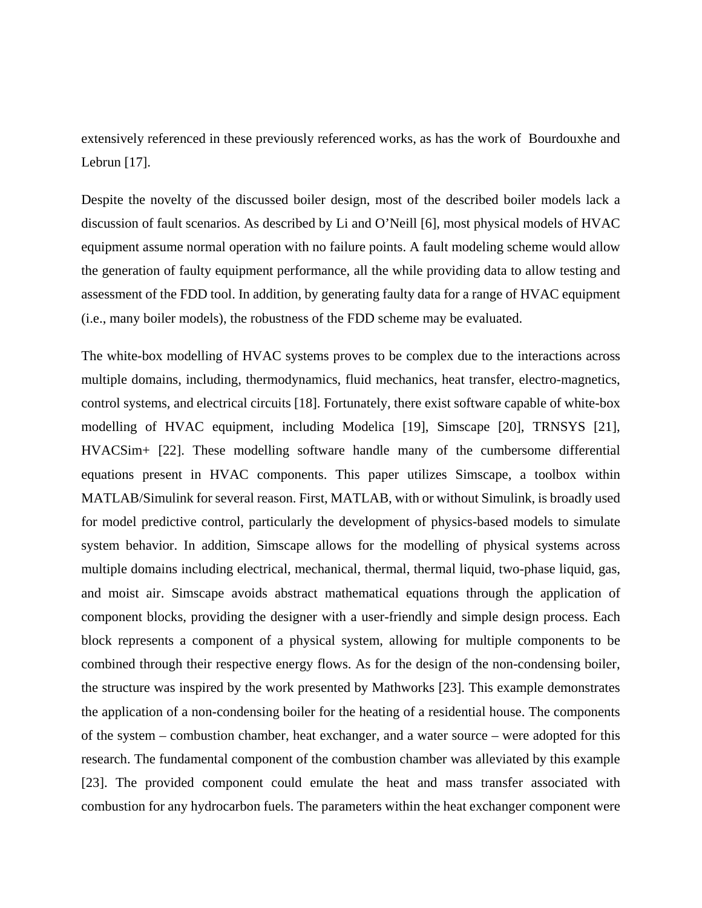extensively referenced in these previously referenced works, as has the work of Bourdouxhe and Lebrun [17].

Despite the novelty of the discussed boiler design, most of the described boiler models lack a discussion of fault scenarios. As described by Li and O'Neill [6], most physical models of HVAC equipment assume normal operation with no failure points. A fault modeling scheme would allow the generation of faulty equipment performance, all the while providing data to allow testing and assessment of the FDD tool. In addition, by generating faulty data for a range of HVAC equipment (i.e., many boiler models), the robustness of the FDD scheme may be evaluated.

The white-box modelling of HVAC systems proves to be complex due to the interactions across multiple domains, including, thermodynamics, fluid mechanics, heat transfer, electro-magnetics, control systems, and electrical circuits [18]. Fortunately, there exist software capable of white-box modelling of HVAC equipment, including Modelica [19], Simscape [20], TRNSYS [21], HVACSim+ [22]. These modelling software handle many of the cumbersome differential equations present in HVAC components. This paper utilizes Simscape, a toolbox within MATLAB/Simulink for several reason. First, MATLAB, with or without Simulink, is broadly used for model predictive control, particularly the development of physics-based models to simulate system behavior. In addition, Simscape allows for the modelling of physical systems across multiple domains including electrical, mechanical, thermal, thermal liquid, two-phase liquid, gas, and moist air. Simscape avoids abstract mathematical equations through the application of component blocks, providing the designer with a user-friendly and simple design process. Each block represents a component of a physical system, allowing for multiple components to be combined through their respective energy flows. As for the design of the non-condensing boiler, the structure was inspired by the work presented by Mathworks [23]. This example demonstrates the application of a non-condensing boiler for the heating of a residential house. The components of the system – combustion chamber, heat exchanger, and a water source – were adopted for this research. The fundamental component of the combustion chamber was alleviated by this example [23]. The provided component could emulate the heat and mass transfer associated with combustion for any hydrocarbon fuels. The parameters within the heat exchanger component were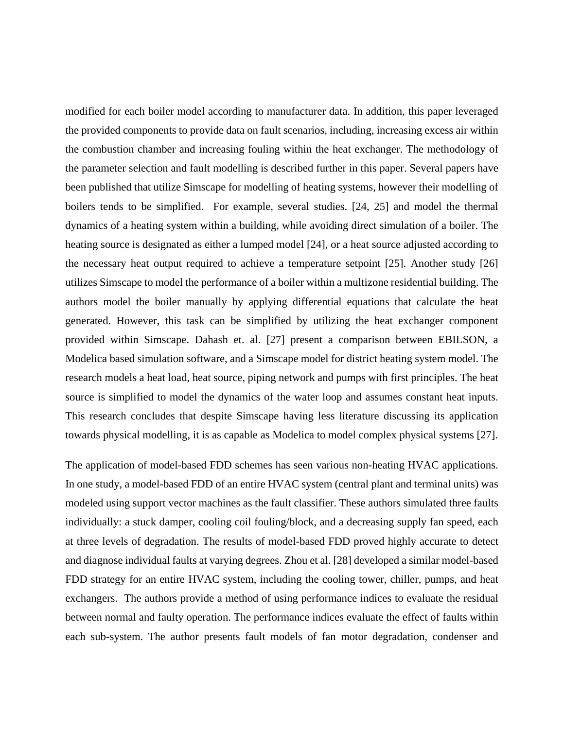modified for each boiler model according to manufacturer data. In addition, this paper leveraged the provided components to provide data on fault scenarios, including, increasing excess air within the combustion chamber and increasing fouling within the heat exchanger. The methodology of the parameter selection and fault modelling is described further in this paper. Several papers have been published that utilize Simscape for modelling of heating systems, however their modelling of boilers tends to be simplified. For example, several studies. [24, 25] and model the thermal dynamics of a heating system within a building, while avoiding direct simulation of a boiler. The heating source is designated as either a lumped model [24], or a heat source adjusted according to the necessary heat output required to achieve a temperature setpoint [25]. Another study [26] utilizes Simscape to model the performance of a boiler within a multizone residential building. The authors model the boiler manually by applying differential equations that calculate the heat generated. However, this task can be simplified by utilizing the heat exchanger component provided within Simscape. Dahash et. al. [27] present a comparison between EBILSON, a Modelica based simulation software, and a Simscape model for district heating system model. The research models a heat load, heat source, piping network and pumps with first principles. The heat source is simplified to model the dynamics of the water loop and assumes constant heat inputs. This research concludes that despite Simscape having less literature discussing its application towards physical modelling, it is as capable as Modelica to model complex physical systems [27].

The application of model-based FDD schemes has seen various non-heating HVAC applications. In one study, a model-based FDD of an entire HVAC system (central plant and terminal units) was modeled using support vector machines as the fault classifier. These authors simulated three faults individually: a stuck damper, cooling coil fouling/block, and a decreasing supply fan speed, each at three levels of degradation. The results of model-based FDD proved highly accurate to detect and diagnose individual faults at varying degrees. Zhou et al. [28] developed a similar model-based FDD strategy for an entire HVAC system, including the cooling tower, chiller, pumps, and heat exchangers. The authors provide a method of using performance indices to evaluate the residual between normal and faulty operation. The performance indices evaluate the effect of faults within each sub-system. The author presents fault models of fan motor degradation, condenser and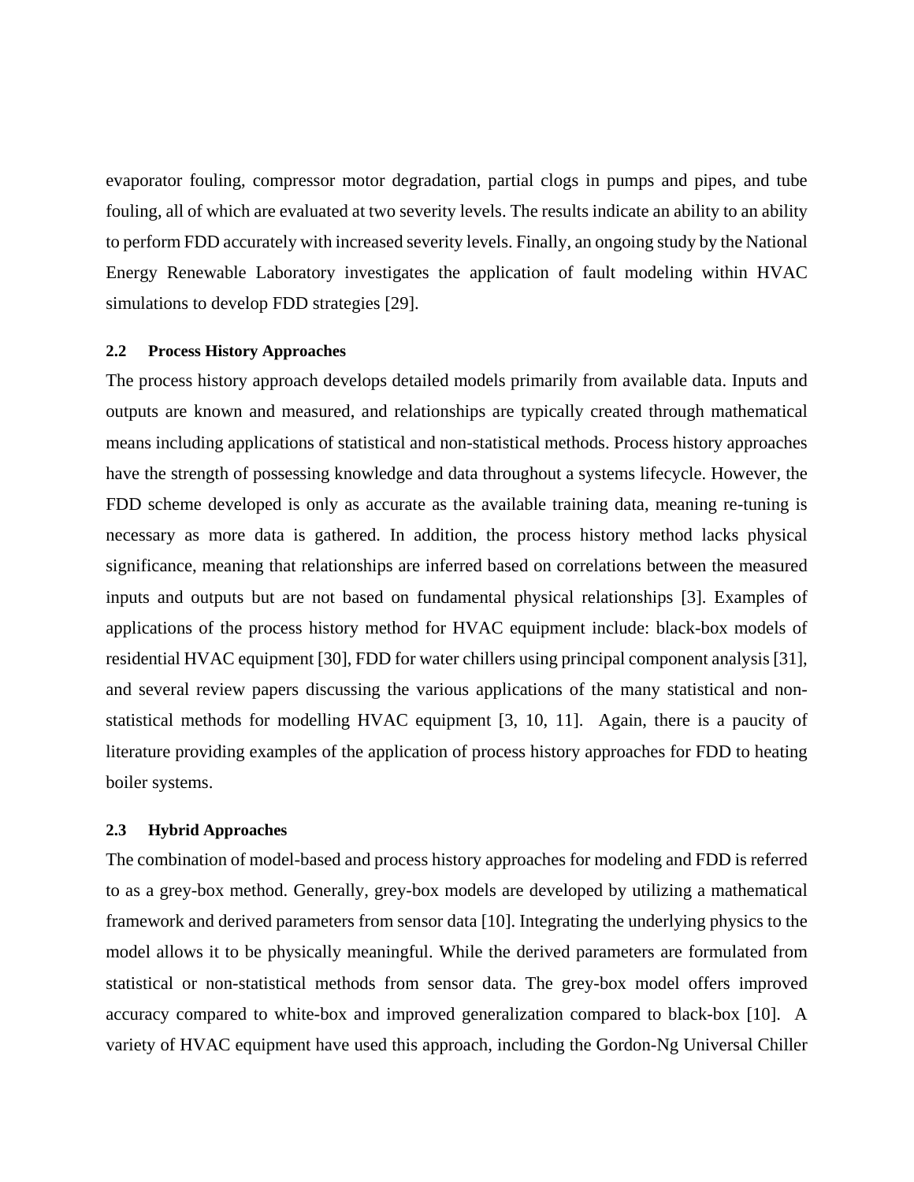evaporator fouling, compressor motor degradation, partial clogs in pumps and pipes, and tube fouling, all of which are evaluated at two severity levels. The results indicate an ability to an ability to perform FDD accurately with increased severity levels. Finally, an ongoing study by the National Energy Renewable Laboratory investigates the application of fault modeling within HVAC simulations to develop FDD strategies [29].

### 2.2 Process History Approaches

The process history approach develops detailed models primarily from available data. Inputs and outputs are known and measured, and relationships are typically created through mathematical means including applications of statistical and non-statistical methods. Process history approaches have the strength of possessing knowledge and data throughout a systems lifecycle. However, the FDD scheme developed is only as accurate as the available training data, meaning re-tuning is necessary as more data is gathered. In addition, the process history method lacks physical significance, meaning that relationships are inferred based on correlations between the measured inputs and outputs but are not based on fundamental physical relationships [3]. Examples of applications of the process history method for HVAC equipment include: black-box models of residential HVAC equipment [30], FDD for water chillers using principal component analysis [31], and several review papers discussing the various applications of the many statistical and non-statistical methods for modelling HVAC equipment [3, 10, 11]. Again, there is a paucity of literature providing examples of the application of process history approaches for FDD to heating boiler systems.

### 2.3 Hybrid Approaches

The combination of model-based and process history approaches for modeling and FDD is referred to as a grey-box method. Generally, grey-box models are developed by utilizing a mathematical framework and derived parameters from sensor data [10]. Integrating the underlying physics to the model allows it to be physically meaningful. While the derived parameters are formulated from statistical or non-statistical methods from sensor data. The grey-box model offers improved accuracy compared to white-box and improved generalization compared to black-box [10]. A variety of HVAC equipment have used this approach, including the Gordon-Ng Universal Chiller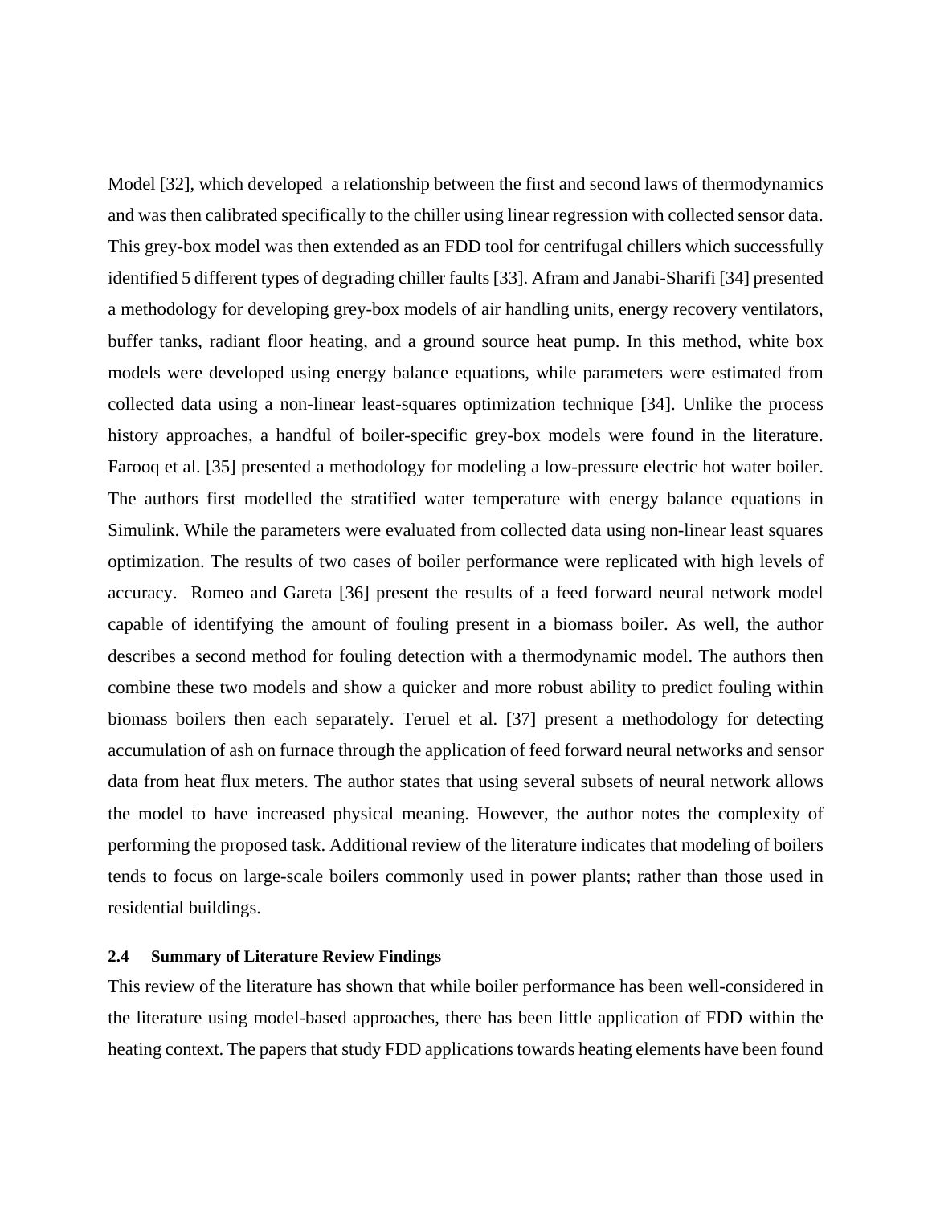Model [32], which developed  a relationship between the first and second laws of thermodynamics and was then calibrated specifically to the chiller using linear regression with collected sensor data. This grey-box model was then extended as an FDD tool for centrifugal chillers which successfully identified 5 different types of degrading chiller faults [33]. Afram and Janabi-Sharifi [34] presented a methodology for developing grey-box models of air handling units, energy recovery ventilators, buffer tanks, radiant floor heating, and a ground source heat pump. In this method, white box models were developed using energy balance equations, while parameters were estimated from collected data using a non-linear least-squares optimization technique [34]. Unlike the process history approaches, a handful of boiler-specific grey-box models were found in the literature. Farooq et al. [35] presented a methodology for modeling a low-pressure electric hot water boiler. The authors first modelled the stratified water temperature with energy balance equations in Simulink. While the parameters were evaluated from collected data using non-linear least squares optimization. The results of two cases of boiler performance were replicated with high levels of accuracy.  Romeo and Gareta [36] present the results of a feed forward neural network model capable of identifying the amount of fouling present in a biomass boiler. As well, the author describes a second method for fouling detection with a thermodynamic model. The authors then combine these two models and show a quicker and more robust ability to predict fouling within biomass boilers then each separately. Teruel et al. [37] present a methodology for detecting accumulation of ash on furnace through the application of feed forward neural networks and sensor data from heat flux meters. The author states that using several subsets of neural network allows the model to have increased physical meaning. However, the author notes the complexity of performing the proposed task. Additional review of the literature indicates that modeling of boilers tends to focus on large-scale boilers commonly used in power plants; rather than those used in residential buildings.

### 2.4 Summary of Literature Review Findings

This review of the literature has shown that while boiler performance has been well-considered in the literature using model-based approaches, there has been little application of FDD within the heating context. The papers that study FDD applications towards heating elements have been found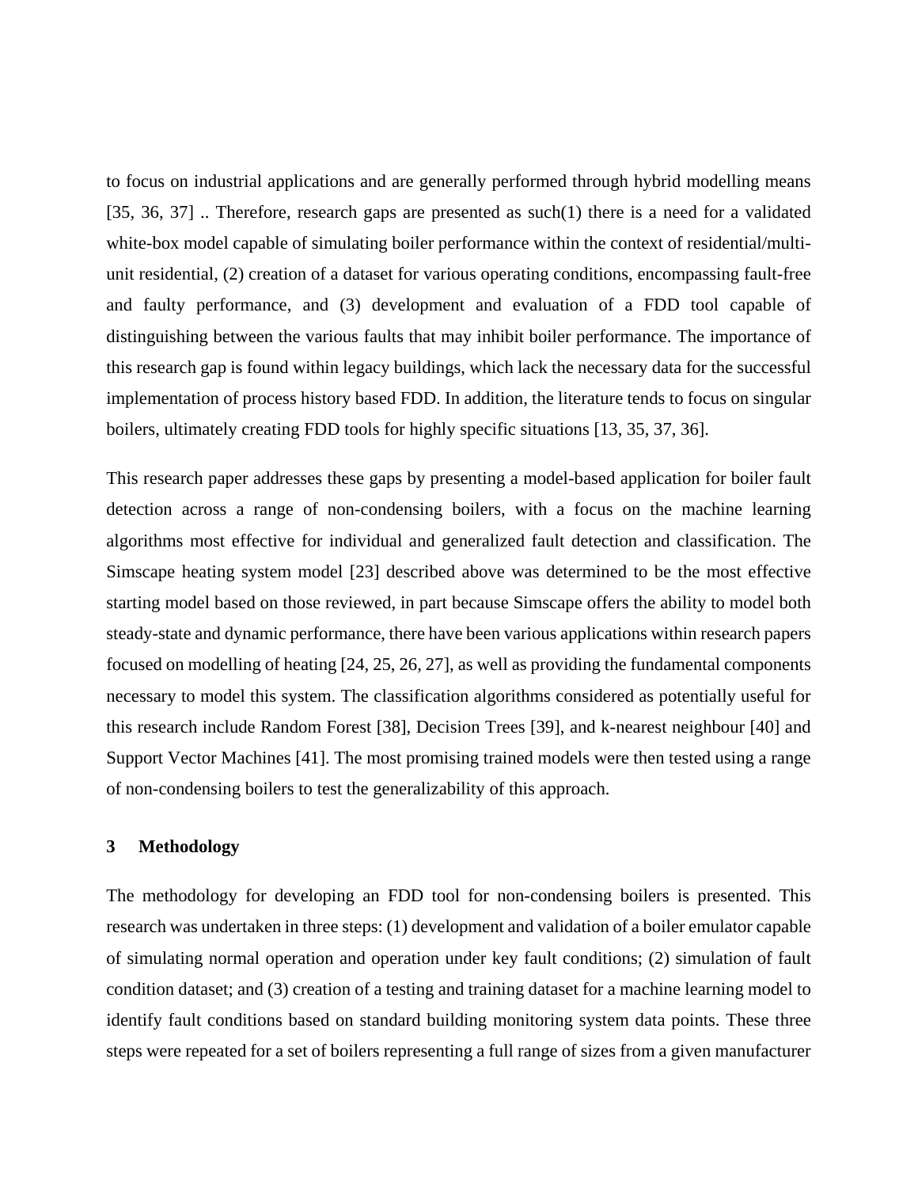to focus on industrial applications and are generally performed through hybrid modelling means [35, 36, 37] .. Therefore, research gaps are presented as such(1) there is a need for a validated white-box model capable of simulating boiler performance within the context of residential/multi-unit residential, (2) creation of a dataset for various operating conditions, encompassing fault-free and faulty performance, and (3) development and evaluation of a FDD tool capable of distinguishing between the various faults that may inhibit boiler performance. The importance of this research gap is found within legacy buildings, which lack the necessary data for the successful implementation of process history based FDD. In addition, the literature tends to focus on singular boilers, ultimately creating FDD tools for highly specific situations [13, 35, 37, 36].

This research paper addresses these gaps by presenting a model-based application for boiler fault detection across a range of non-condensing boilers, with a focus on the machine learning algorithms most effective for individual and generalized fault detection and classification. The Simscape heating system model [23] described above was determined to be the most effective starting model based on those reviewed, in part because Simscape offers the ability to model both steady-state and dynamic performance, there have been various applications within research papers focused on modelling of heating [24, 25, 26, 27], as well as providing the fundamental components necessary to model this system. The classification algorithms considered as potentially useful for this research include Random Forest [38], Decision Trees [39], and k-nearest neighbour [40] and Support Vector Machines [41]. The most promising trained models were then tested using a range of non-condensing boilers to test the generalizability of this approach.

## 3 Methodology

The methodology for developing an FDD tool for non-condensing boilers is presented. This research was undertaken in three steps: (1) development and validation of a boiler emulator capable of simulating normal operation and operation under key fault conditions; (2) simulation of fault condition dataset; and (3) creation of a testing and training dataset for a machine learning model to identify fault conditions based on standard building monitoring system data points. These three steps were repeated for a set of boilers representing a full range of sizes from a given manufacturer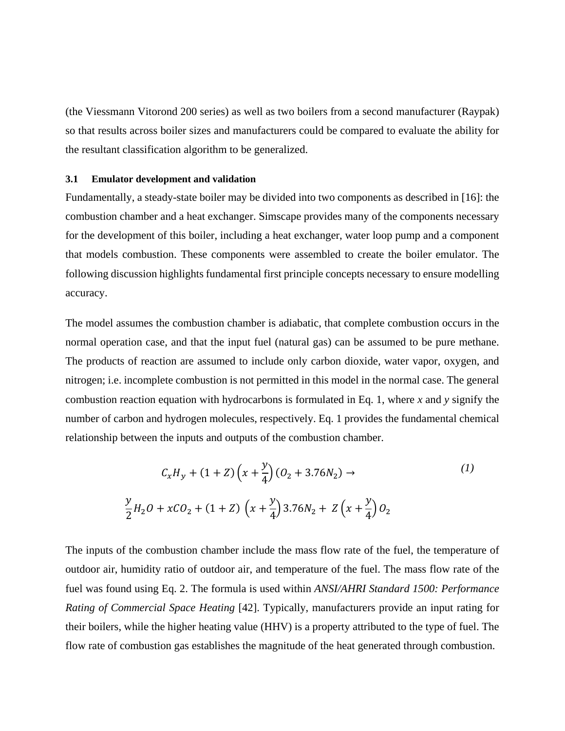(the Viessmann Vitorond 200 series) as well as two boilers from a second manufacturer (Raypak) so that results across boiler sizes and manufacturers could be compared to evaluate the ability for the resultant classification algorithm to be generalized.

### 3.1 Emulator development and validation

Fundamentally, a steady-state boiler may be divided into two components as described in [16]: the combustion chamber and a heat exchanger. Simscape provides many of the components necessary for the development of this boiler, including a heat exchanger, water loop pump and a component that models combustion. These components were assembled to create the boiler emulator. The following discussion highlights fundamental first principle concepts necessary to ensure modelling accuracy.

The model assumes the combustion chamber is adiabatic, that complete combustion occurs in the normal operation case, and that the input fuel (natural gas) can be assumed to be pure methane. The products of reaction are assumed to include only carbon dioxide, water vapor, oxygen, and nitrogen; i.e. incomplete combustion is not permitted in this model in the normal case. The general combustion reaction equation with hydrocarbons is formulated in Eq. 1, where *x* and *y* signify the number of carbon and hydrogen molecules, respectively. Eq. 1 provides the fundamental chemical relationship between the inputs and outputs of the combustion chamber.

$$C_xH_y + (1+Z)\left(x+\frac{y}{4}\right)(O_2 + 3.76N_2) \rightarrow \tag{1}$$

$$\frac{y}{2}H_2O + xCO_2 + (1+Z)\left(x+\frac{y}{4}\right)3.76N_2 + Z\left(x+\frac{y}{4}\right)O_2$$

The inputs of the combustion chamber include the mass flow rate of the fuel, the temperature of outdoor air, humidity ratio of outdoor air, and temperature of the fuel. The mass flow rate of the fuel was found using Eq. 2. The formula is used within *ANSI/AHRI Standard 1500: Performance Rating of Commercial Space Heating* [42]. Typically, manufacturers provide an input rating for their boilers, while the higher heating value (HHV) is a property attributed to the type of fuel. The flow rate of combustion gas establishes the magnitude of the heat generated through combustion.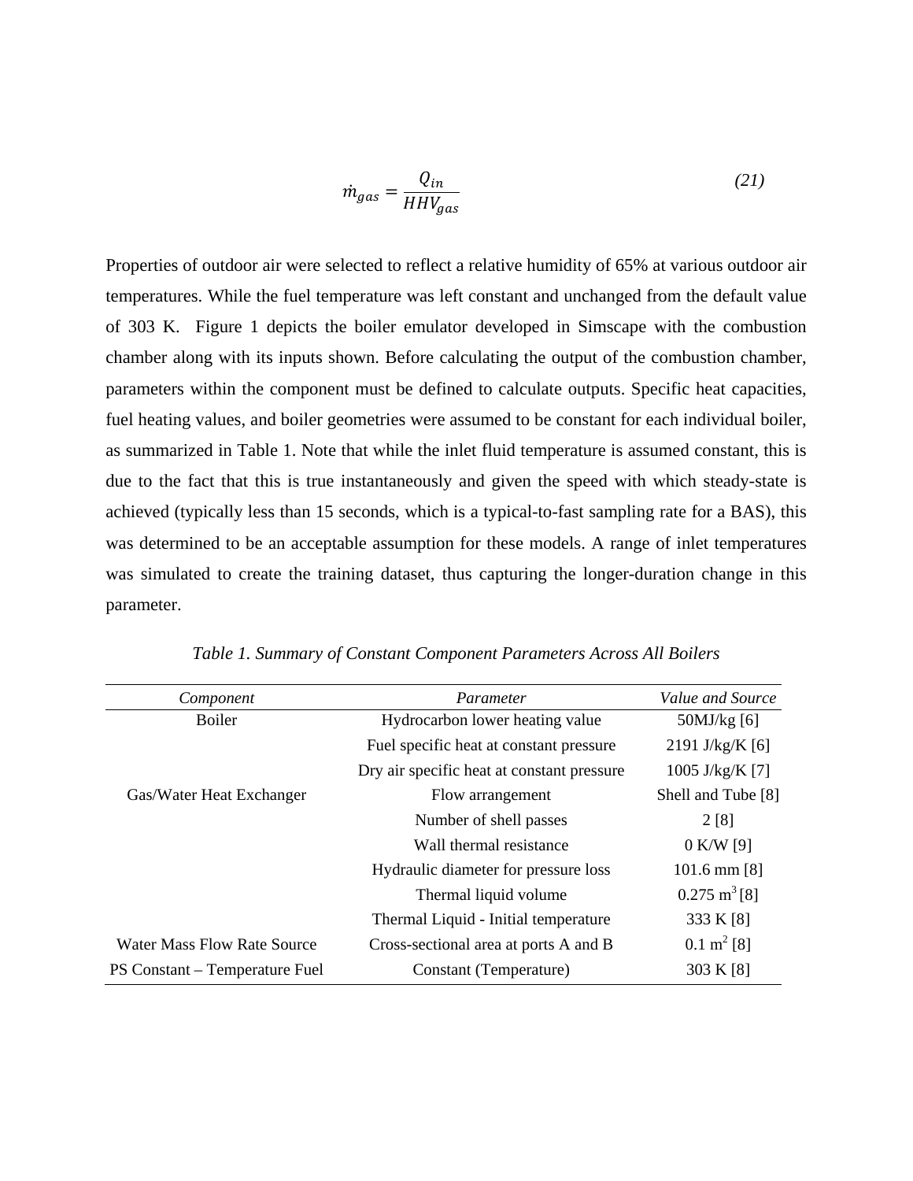$$\dot{m}_{gas} = \frac{Q_{in}}{HHV_{gas}} \tag{21}$$

Properties of outdoor air were selected to reflect a relative humidity of 65% at various outdoor air temperatures. While the fuel temperature was left constant and unchanged from the default value of 303 K. Figure 1 depicts the boiler emulator developed in Simscape with the combustion chamber along with its inputs shown. Before calculating the output of the combustion chamber, parameters within the component must be defined to calculate outputs. Specific heat capacities, fuel heating values, and boiler geometries were assumed to be constant for each individual boiler, as summarized in Table 1. Note that while the inlet fluid temperature is assumed constant, this is due to the fact that this is true instantaneously and given the speed with which steady-state is achieved (typically less than 15 seconds, which is a typical-to-fast sampling rate for a BAS), this was determined to be an acceptable assumption for these models. A range of inlet temperatures was simulated to create the training dataset, thus capturing the longer-duration change in this parameter.

*Table 1. Summary of Constant Component Parameters Across All Boilers*

| *Component* | *Parameter* | *Value and Source* |
|---|---|---|
| Boiler | Hydrocarbon lower heating value | 50MJ/kg [6] |
| | Fuel specific heat at constant pressure | 2191 J/kg/K [6] |
| | Dry air specific heat at constant pressure | 1005 J/kg/K [7] |
| Gas/Water Heat Exchanger | Flow arrangement | Shell and Tube [8] |
| | Number of shell passes | 2 [8] |
| | Wall thermal resistance | 0 K/W [9] |
| | Hydraulic diameter for pressure loss | 101.6 mm [8] |
| | Thermal liquid volume | 0.275 $m^3$ [8] |
| | Thermal Liquid - Initial temperature | 333 K [8] |
| Water Mass Flow Rate Source | Cross-sectional area at ports A and B | 0.1 $m^2$ [8] |
| PS Constant – Temperature Fuel | Constant (Temperature) | 303 K [8] |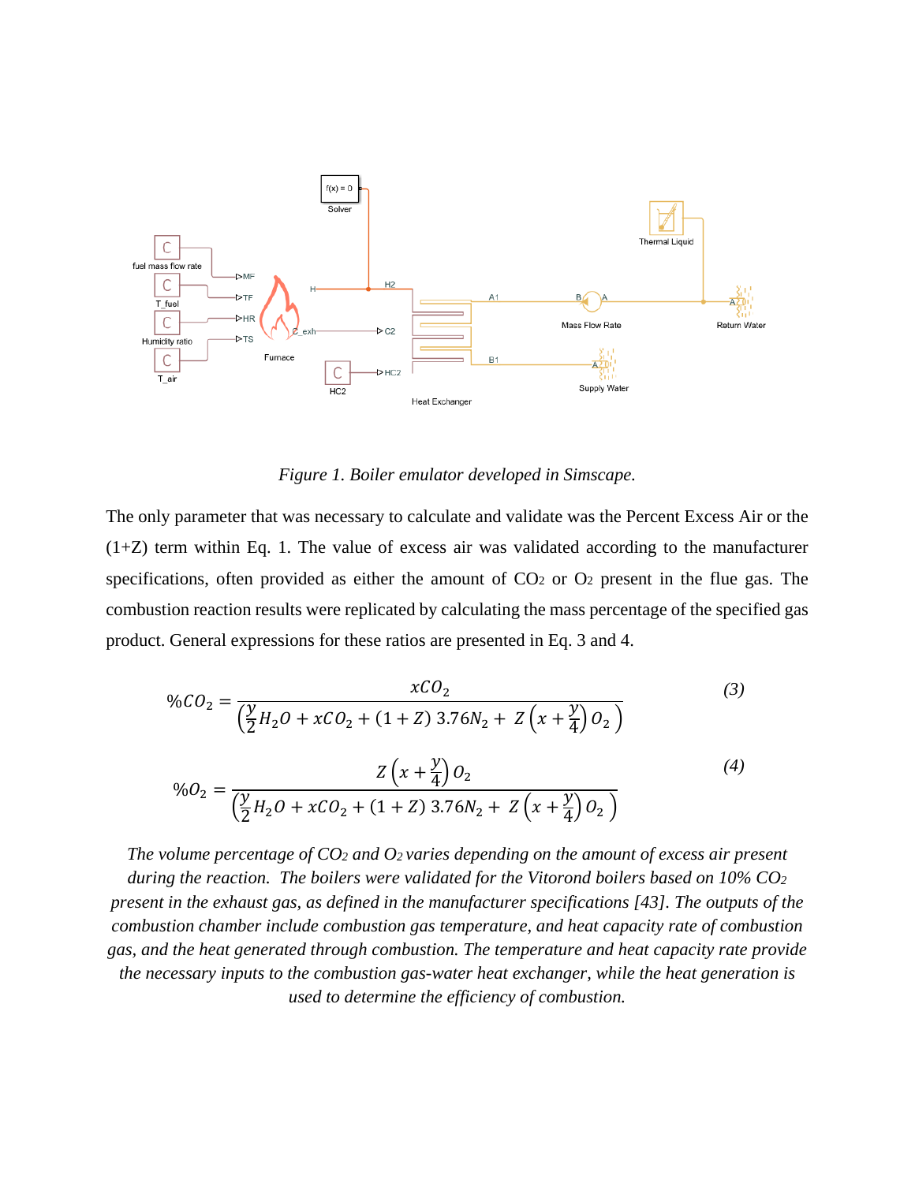*Figure 1. Boiler emulator developed in Simscape.*

The only parameter that was necessary to calculate and validate was the Percent Excess Air or the (1+Z) term within Eq. 1. The value of excess air was validated according to the manufacturer specifications, often provided as either the amount of $CO_2$ or $O_2$ present in the flue gas. The combustion reaction results were replicated by calculating the mass percentage of the specified gas product. General expressions for these ratios are presented in Eq. 3 and 4.

$$\%CO_2 = \frac{xCO_2}{\left(\frac{y}{2}H_2O + xCO_2 + (1+Z)\,3.76N_2 + \,Z\left(x + \frac{y}{4}\right)O_2\right)} \tag{3}$$

$$\%O_2 = \frac{Z\left(x + \frac{y}{4}\right)O_2}{\left(\frac{y}{2}H_2O + xCO_2 + (1+Z)\,3.76N_2 + \,Z\left(x + \frac{y}{4}\right)O_2\right)} \tag{4}$$

*The volume percentage of $CO_2$ and $O_2$ varies depending on the amount of excess air present during the reaction. The boilers were validated for the Vitorond boilers based on 10% $CO_2$ present in the exhaust gas, as defined in the manufacturer specifications [43]. The outputs of the combustion chamber include combustion gas temperature, and heat capacity rate of combustion gas, and the heat generated through combustion. The temperature and heat capacity rate provide the necessary inputs to the combustion gas-water heat exchanger, while the heat generation is used to determine the efficiency of combustion.*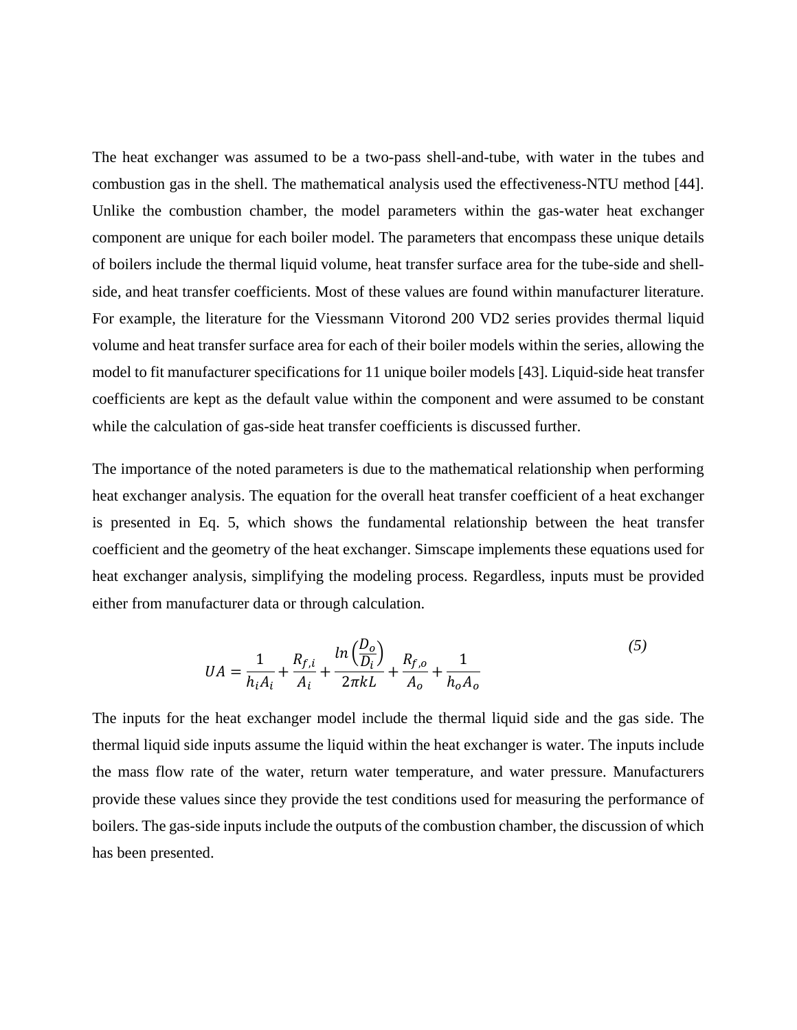The heat exchanger was assumed to be a two-pass shell-and-tube, with water in the tubes and combustion gas in the shell. The mathematical analysis used the effectiveness-NTU method [44]. Unlike the combustion chamber, the model parameters within the gas-water heat exchanger component are unique for each boiler model. The parameters that encompass these unique details of boilers include the thermal liquid volume, heat transfer surface area for the tube-side and shell-side, and heat transfer coefficients. Most of these values are found within manufacturer literature. For example, the literature for the Viessmann Vitorond 200 VD2 series provides thermal liquid volume and heat transfer surface area for each of their boiler models within the series, allowing the model to fit manufacturer specifications for 11 unique boiler models [43]. Liquid-side heat transfer coefficients are kept as the default value within the component and were assumed to be constant while the calculation of gas-side heat transfer coefficients is discussed further.

The importance of the noted parameters is due to the mathematical relationship when performing heat exchanger analysis. The equation for the overall heat transfer coefficient of a heat exchanger is presented in Eq. 5, which shows the fundamental relationship between the heat transfer coefficient and the geometry of the heat exchanger. Simscape implements these equations used for heat exchanger analysis, simplifying the modeling process. Regardless, inputs must be provided either from manufacturer data or through calculation.

$$UA = \frac{1}{h_i A_i} + \frac{R_{f,i}}{A_i} + \frac{ln\left(\frac{D_o}{D_i}\right)}{2\pi k L} + \frac{R_{f,o}}{A_o} + \frac{1}{h_o A_o} \tag{5}$$

The inputs for the heat exchanger model include the thermal liquid side and the gas side. The thermal liquid side inputs assume the liquid within the heat exchanger is water. The inputs include the mass flow rate of the water, return water temperature, and water pressure. Manufacturers provide these values since they provide the test conditions used for measuring the performance of boilers. The gas-side inputs include the outputs of the combustion chamber, the discussion of which has been presented.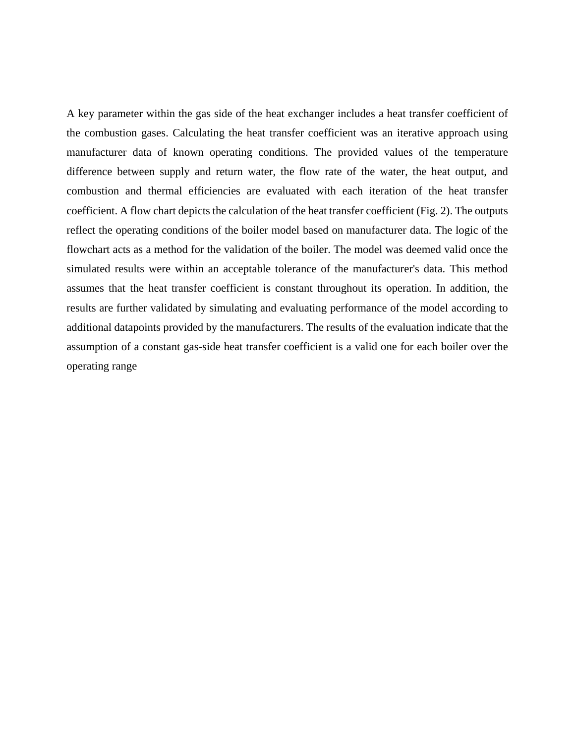A key parameter within the gas side of the heat exchanger includes a heat transfer coefficient of the combustion gases. Calculating the heat transfer coefficient was an iterative approach using manufacturer data of known operating conditions. The provided values of the temperature difference between supply and return water, the flow rate of the water, the heat output, and combustion and thermal efficiencies are evaluated with each iteration of the heat transfer coefficient. A flow chart depicts the calculation of the heat transfer coefficient (Fig. 2). The outputs reflect the operating conditions of the boiler model based on manufacturer data. The logic of the flowchart acts as a method for the validation of the boiler. The model was deemed valid once the simulated results were within an acceptable tolerance of the manufacturer's data. This method assumes that the heat transfer coefficient is constant throughout its operation. In addition, the results are further validated by simulating and evaluating performance of the model according to additional datapoints provided by the manufacturers. The results of the evaluation indicate that the assumption of a constant gas-side heat transfer coefficient is a valid one for each boiler over the operating range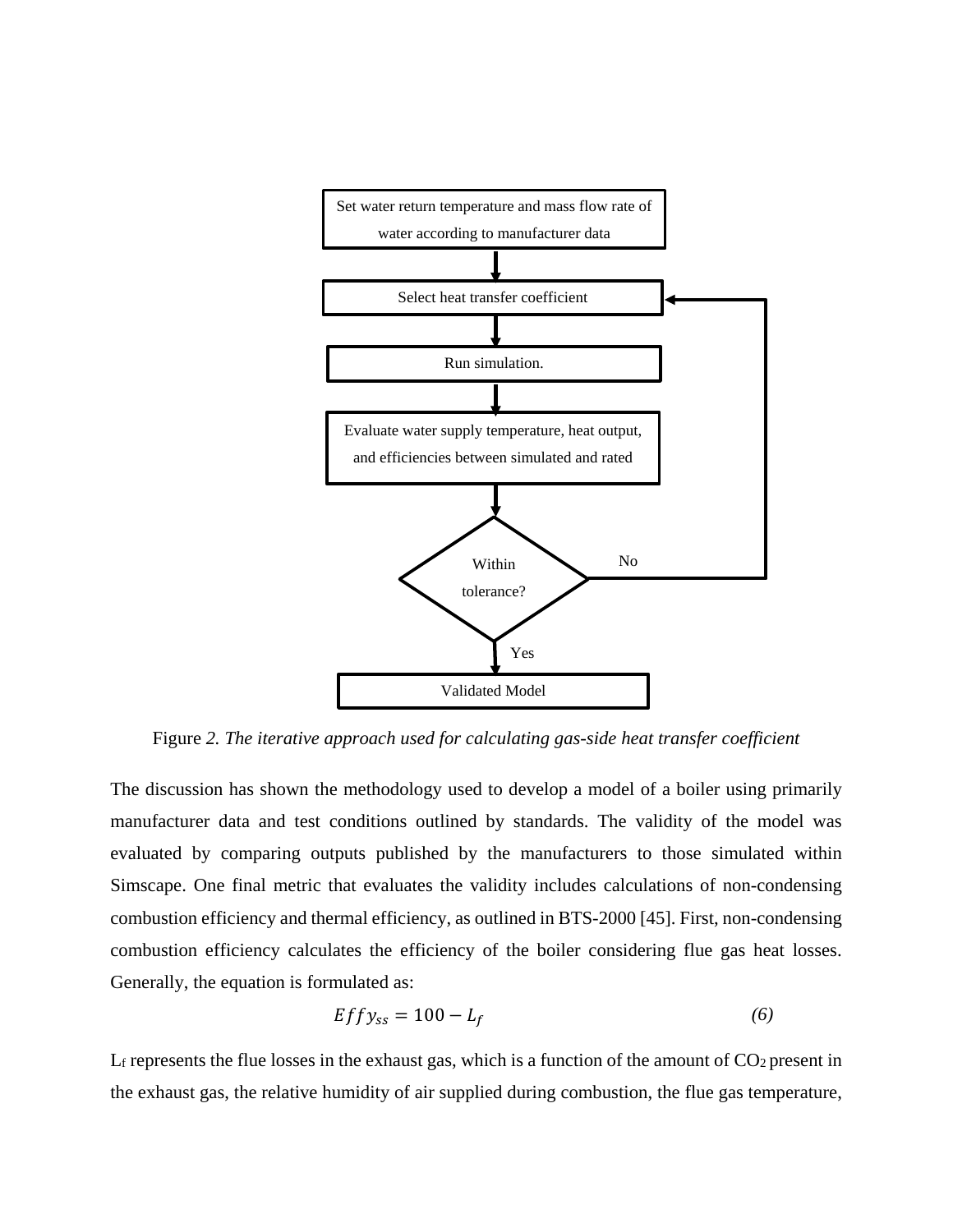Set water return temperature and mass flow rate of water according to manufacturer data

Select heat transfer coefficient

Run simulation.

Evaluate water supply temperature, heat output, and efficiencies between simulated and rated

Within tolerance?

No

Yes

Validated Model

Figure *2. The iterative approach used for calculating gas-side heat transfer coefficient*

The discussion has shown the methodology used to develop a model of a boiler using primarily manufacturer data and test conditions outlined by standards. The validity of the model was evaluated by comparing outputs published by the manufacturers to those simulated within Simscape. One final metric that evaluates the validity includes calculations of non-condensing combustion efficiency and thermal efficiency, as outlined in BTS-2000 [45]. First, non-condensing combustion efficiency calculates the efficiency of the boiler considering flue gas heat losses. Generally, the equation is formulated as:

$$Effy_{ss} = 100 - L_f \quad (6)$$

$L_f$ represents the flue losses in the exhaust gas, which is a function of the amount of $CO_2$ present in the exhaust gas, the relative humidity of air supplied during combustion, the flue gas temperature,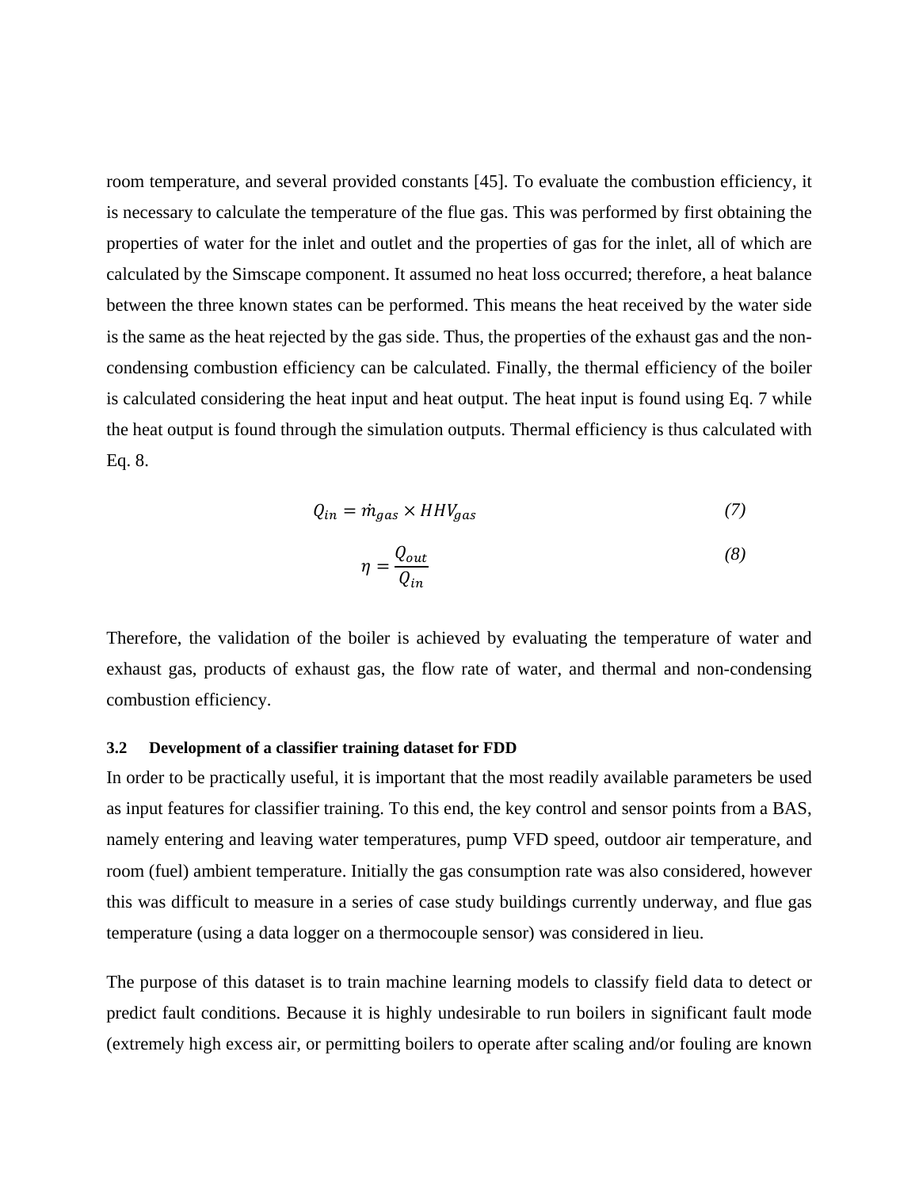room temperature, and several provided constants [45]. To evaluate the combustion efficiency, it is necessary to calculate the temperature of the flue gas. This was performed by first obtaining the properties of water for the inlet and outlet and the properties of gas for the inlet, all of which are calculated by the Simscape component. It assumed no heat loss occurred; therefore, a heat balance between the three known states can be performed. This means the heat received by the water side is the same as the heat rejected by the gas side. Thus, the properties of the exhaust gas and the non-condensing combustion efficiency can be calculated. Finally, the thermal efficiency of the boiler is calculated considering the heat input and heat output. The heat input is found using Eq. 7 while the heat output is found through the simulation outputs. Thermal efficiency is thus calculated with Eq. 8.

$$Q_{in} = \dot{m}_{gas} \times HHV_{gas} \tag{7}$$

$$\eta = \frac{Q_{out}}{Q_{in}} \tag{8}$$

Therefore, the validation of the boiler is achieved by evaluating the temperature of water and exhaust gas, products of exhaust gas, the flow rate of water, and thermal and non-condensing combustion efficiency.

### 3.2 Development of a classifier training dataset for FDD

In order to be practically useful, it is important that the most readily available parameters be used as input features for classifier training. To this end, the key control and sensor points from a BAS, namely entering and leaving water temperatures, pump VFD speed, outdoor air temperature, and room (fuel) ambient temperature. Initially the gas consumption rate was also considered, however this was difficult to measure in a series of case study buildings currently underway, and flue gas temperature (using a data logger on a thermocouple sensor) was considered in lieu.

The purpose of this dataset is to train machine learning models to classify field data to detect or predict fault conditions. Because it is highly undesirable to run boilers in significant fault mode (extremely high excess air, or permitting boilers to operate after scaling and/or fouling are known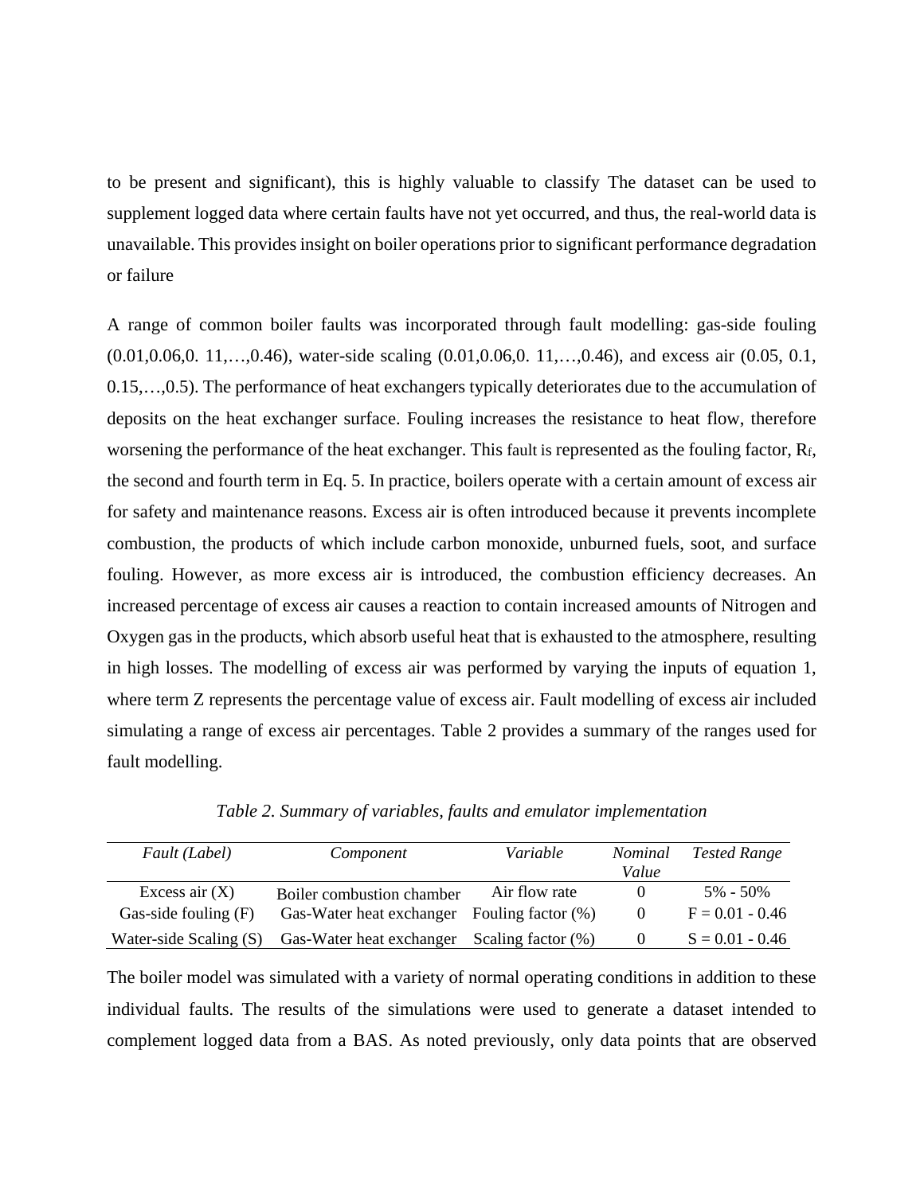to be present and significant), this is highly valuable to classify The dataset can be used to supplement logged data where certain faults have not yet occurred, and thus, the real-world data is unavailable. This provides insight on boiler operations prior to significant performance degradation or failure

A range of common boiler faults was incorporated through fault modelling: gas-side fouling (0.01,0.06,0. 11,…,0.46), water-side scaling (0.01,0.06,0. 11,…,0.46), and excess air (0.05, 0.1, 0.15,…,0.5). The performance of heat exchangers typically deteriorates due to the accumulation of deposits on the heat exchanger surface. Fouling increases the resistance to heat flow, therefore worsening the performance of the heat exchanger. This fault is represented as the fouling factor, $R_f$, the second and fourth term in Eq. 5. In practice, boilers operate with a certain amount of excess air for safety and maintenance reasons. Excess air is often introduced because it prevents incomplete combustion, the products of which include carbon monoxide, unburned fuels, soot, and surface fouling. However, as more excess air is introduced, the combustion efficiency decreases. An increased percentage of excess air causes a reaction to contain increased amounts of Nitrogen and Oxygen gas in the products, which absorb useful heat that is exhausted to the atmosphere, resulting in high losses. The modelling of excess air was performed by varying the inputs of equation 1, where term Z represents the percentage value of excess air. Fault modelling of excess air included simulating a range of excess air percentages. Table 2 provides a summary of the ranges used for fault modelling.

*Table 2. Summary of variables, faults and emulator implementation*

| *Fault (Label)* | *Component* | *Variable* | *Nominal Value* | *Tested Range* |
|---|---|---|---|---|
| Excess air (X) | Boiler combustion chamber | Air flow rate | 0 | 5% - 50% |
| Gas-side fouling (F) | Gas-Water heat exchanger | Fouling factor (%) | 0 | F = 0.01 - 0.46 |
| Water-side Scaling (S) | Gas-Water heat exchanger | Scaling factor (%) | 0 | S = 0.01 - 0.46 |

The boiler model was simulated with a variety of normal operating conditions in addition to these individual faults. The results of the simulations were used to generate a dataset intended to complement logged data from a BAS. As noted previously, only data points that are observed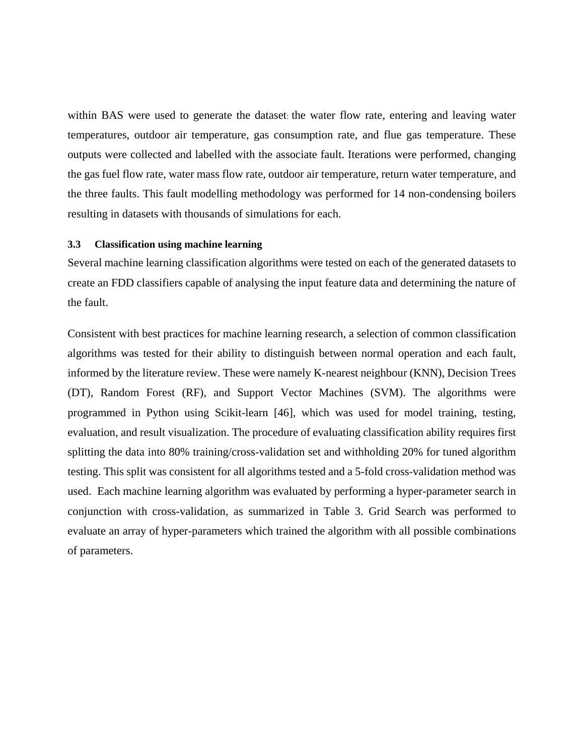within BAS were used to generate the dataset: the water flow rate, entering and leaving water temperatures, outdoor air temperature, gas consumption rate, and flue gas temperature. These outputs were collected and labelled with the associate fault. Iterations were performed, changing the gas fuel flow rate, water mass flow rate, outdoor air temperature, return water temperature, and the three faults. This fault modelling methodology was performed for 14 non-condensing boilers resulting in datasets with thousands of simulations for each.

### 3.3 Classification using machine learning

Several machine learning classification algorithms were tested on each of the generated datasets to create an FDD classifiers capable of analysing the input feature data and determining the nature of the fault.

Consistent with best practices for machine learning research, a selection of common classification algorithms was tested for their ability to distinguish between normal operation and each fault, informed by the literature review. These were namely K-nearest neighbour (KNN), Decision Trees (DT), Random Forest (RF), and Support Vector Machines (SVM). The algorithms were programmed in Python using Scikit-learn [46], which was used for model training, testing, evaluation, and result visualization. The procedure of evaluating classification ability requires first splitting the data into 80% training/cross-validation set and withholding 20% for tuned algorithm testing. This split was consistent for all algorithms tested and a 5-fold cross-validation method was used. Each machine learning algorithm was evaluated by performing a hyper-parameter search in conjunction with cross-validation, as summarized in Table 3. Grid Search was performed to evaluate an array of hyper-parameters which trained the algorithm with all possible combinations of parameters.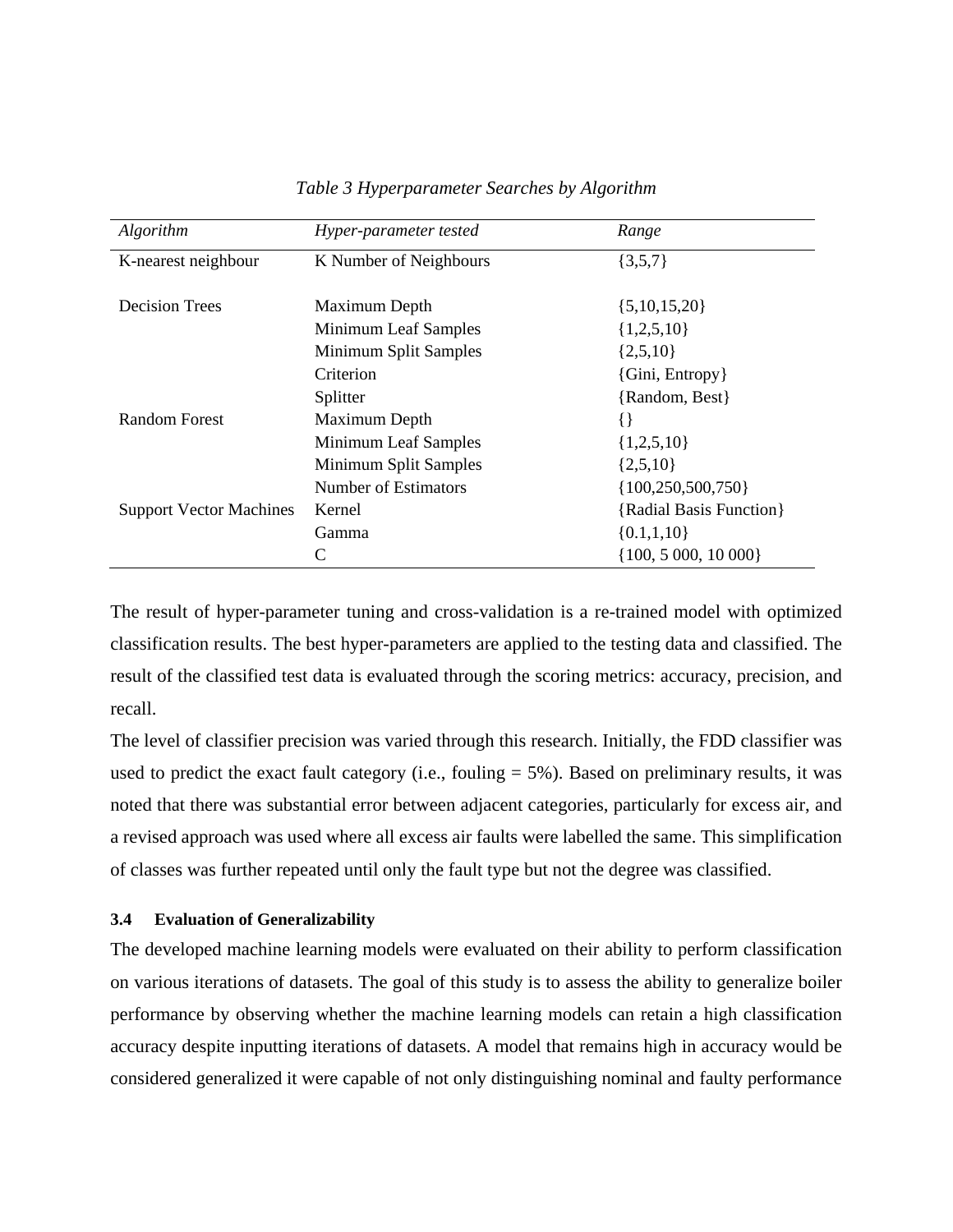*Table 3 Hyperparameter Searches by Algorithm*

| *Algorithm* | *Hyper-parameter tested* | *Range* |
|---|---|---|
| K-nearest neighbour | K Number of Neighbours | {3,5,7} |
| Decision Trees | Maximum Depth | {5,10,15,20} |
| | Minimum Leaf Samples | {1,2,5,10} |
| | Minimum Split Samples | {2,5,10} |
| | Criterion | {Gini, Entropy} |
| | Splitter | {Random, Best} |
| Random Forest | Maximum Depth | {} |
| | Minimum Leaf Samples | {1,2,5,10} |
| | Minimum Split Samples | {2,5,10} |
| | Number of Estimators | {100,250,500,750} |
| Support Vector Machines | Kernel | {Radial Basis Function} |
| | Gamma | {0.1,1,10} |
| | C | {100, 5 000, 10 000} |

The result of hyper-parameter tuning and cross-validation is a re-trained model with optimized classification results. The best hyper-parameters are applied to the testing data and classified. The result of the classified test data is evaluated through the scoring metrics: accuracy, precision, and recall.

The level of classifier precision was varied through this research. Initially, the FDD classifier was used to predict the exact fault category (i.e., fouling = 5%). Based on preliminary results, it was noted that there was substantial error between adjacent categories, particularly for excess air, and a revised approach was used where all excess air faults were labelled the same. This simplification of classes was further repeated until only the fault type but not the degree was classified.

### 3.4 Evaluation of Generalizability

The developed machine learning models were evaluated on their ability to perform classification on various iterations of datasets. The goal of this study is to assess the ability to generalize boiler performance by observing whether the machine learning models can retain a high classification accuracy despite inputting iterations of datasets. A model that remains high in accuracy would be considered generalized it were capable of not only distinguishing nominal and faulty performance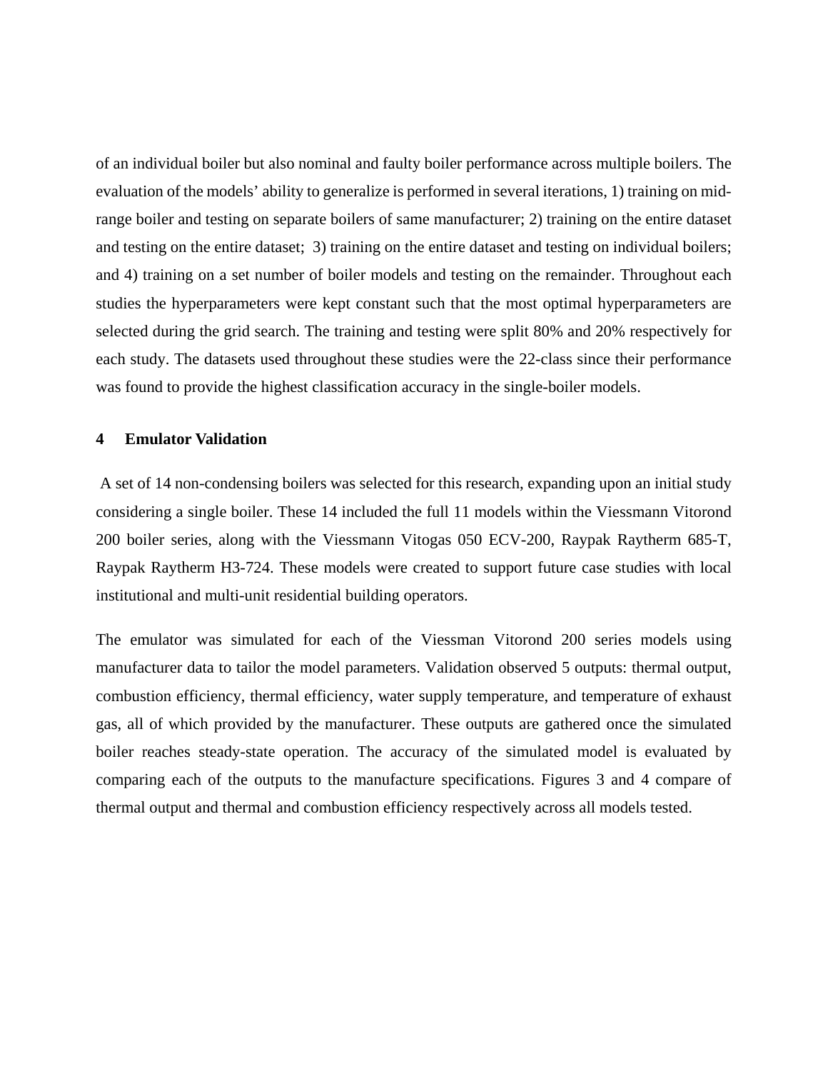of an individual boiler but also nominal and faulty boiler performance across multiple boilers. The evaluation of the models' ability to generalize is performed in several iterations, 1) training on mid-range boiler and testing on separate boilers of same manufacturer; 2) training on the entire dataset and testing on the entire dataset; 3) training on the entire dataset and testing on individual boilers; and 4) training on a set number of boiler models and testing on the remainder. Throughout each studies the hyperparameters were kept constant such that the most optimal hyperparameters are selected during the grid search. The training and testing were split 80% and 20% respectively for each study. The datasets used throughout these studies were the 22-class since their performance was found to provide the highest classification accuracy in the single-boiler models.

## 4 Emulator Validation

A set of 14 non-condensing boilers was selected for this research, expanding upon an initial study considering a single boiler. These 14 included the full 11 models within the Viessmann Vitorond 200 boiler series, along with the Viessmann Vitogas 050 ECV-200, Raypak Raytherm 685-T, Raypak Raytherm H3-724. These models were created to support future case studies with local institutional and multi-unit residential building operators.

The emulator was simulated for each of the Viessman Vitorond 200 series models using manufacturer data to tailor the model parameters. Validation observed 5 outputs: thermal output, combustion efficiency, thermal efficiency, water supply temperature, and temperature of exhaust gas, all of which provided by the manufacturer. These outputs are gathered once the simulated boiler reaches steady-state operation. The accuracy of the simulated model is evaluated by comparing each of the outputs to the manufacture specifications. Figures 3 and 4 compare of thermal output and thermal and combustion efficiency respectively across all models tested.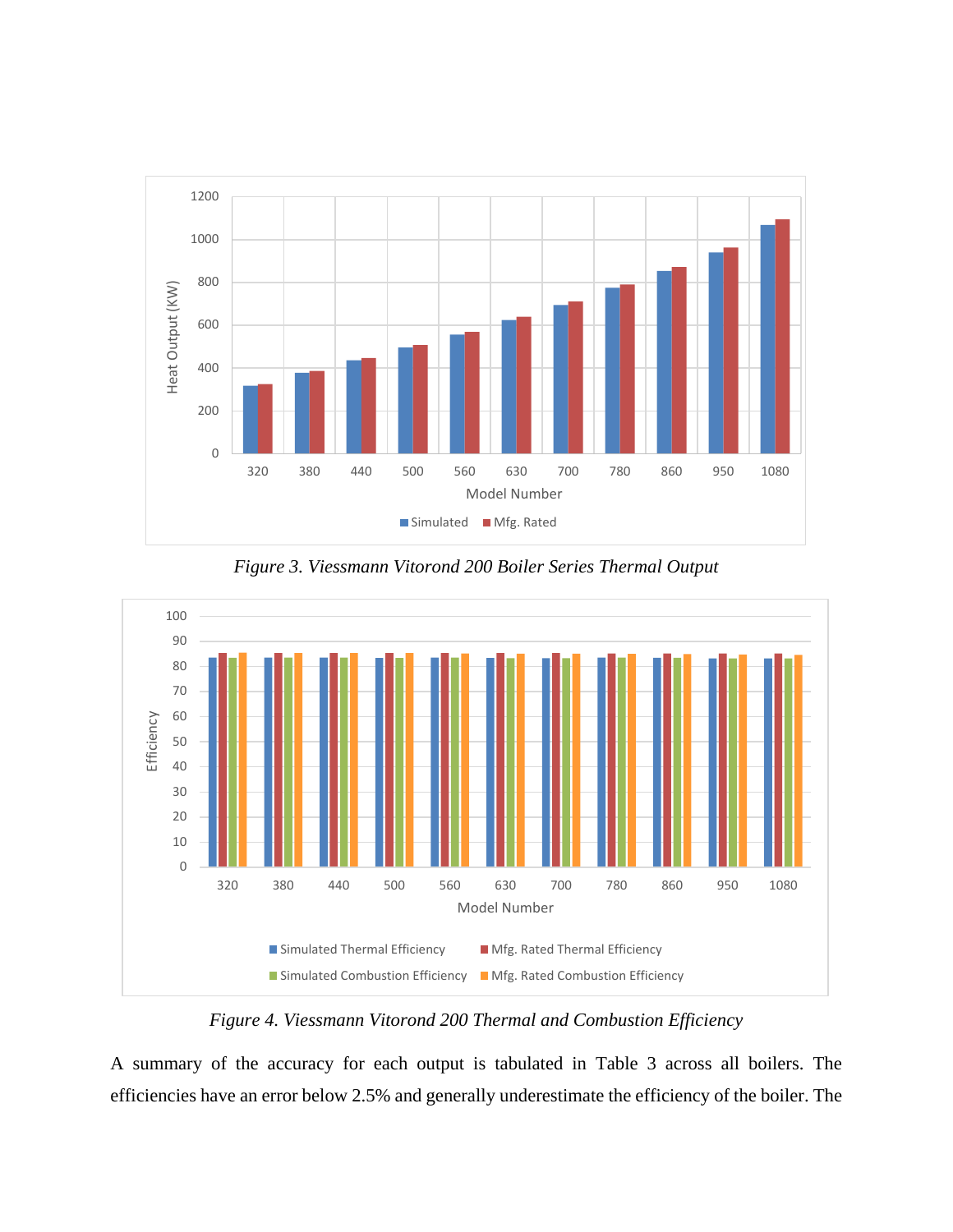*Figure 3. Viessmann Vitorond 200 Boiler Series Thermal Output*

*Figure 4. Viessmann Vitorond 200 Thermal and Combustion Efficiency*

A summary of the accuracy for each output is tabulated in Table 3 across all boilers. The efficiencies have an error below 2.5% and generally underestimate the efficiency of the boiler. The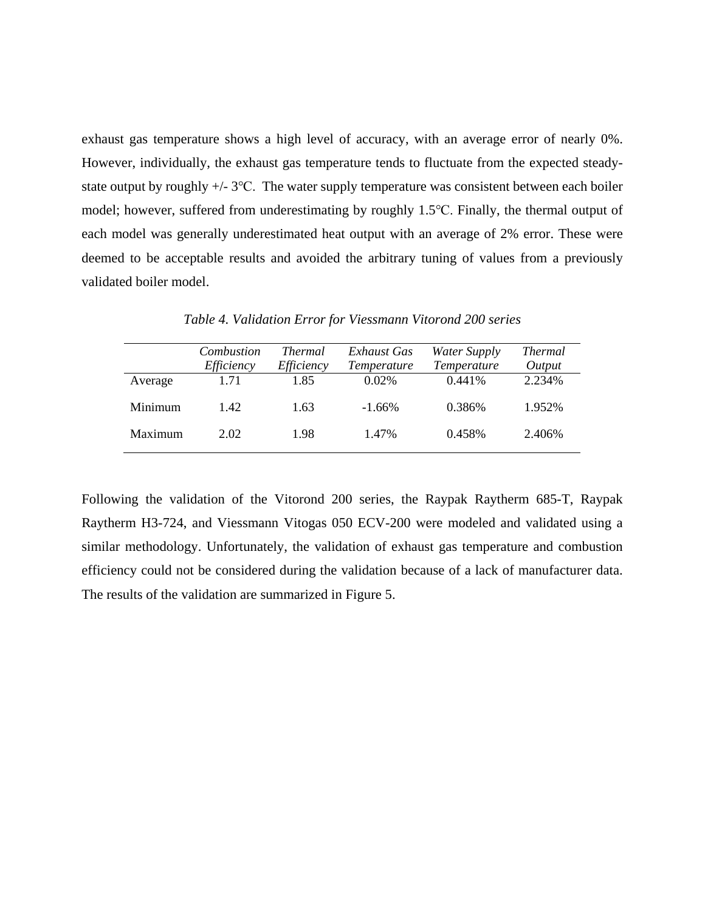exhaust gas temperature shows a high level of accuracy, with an average error of nearly 0%. However, individually, the exhaust gas temperature tends to fluctuate from the expected steady-state output by roughly +/- 3℃. The water supply temperature was consistent between each boiler model; however, suffered from underestimating by roughly 1.5℃. Finally, the thermal output of each model was generally underestimated heat output with an average of 2% error. These were deemed to be acceptable results and avoided the arbitrary tuning of values from a previously validated boiler model.

*Table 4. Validation Error for Viessmann Vitorond 200 series*

| | *Combustion Efficiency* | *Thermal Efficiency* | *Exhaust Gas Temperature* | *Water Supply Temperature* | *Thermal Output* |
|---|---|---|---|---|---|
| Average | 1.71 | 1.85 | 0.02% | 0.441% | 2.234% |
| Minimum | 1.42 | 1.63 | -1.66% | 0.386% | 1.952% |
| Maximum | 2.02 | 1.98 | 1.47% | 0.458% | 2.406% |

Following the validation of the Vitorond 200 series, the Raypak Raytherm 685-T, Raypak Raytherm H3-724, and Viessmann Vitogas 050 ECV-200 were modeled and validated using a similar methodology. Unfortunately, the validation of exhaust gas temperature and combustion efficiency could not be considered during the validation because of a lack of manufacturer data. The results of the validation are summarized in Figure 5.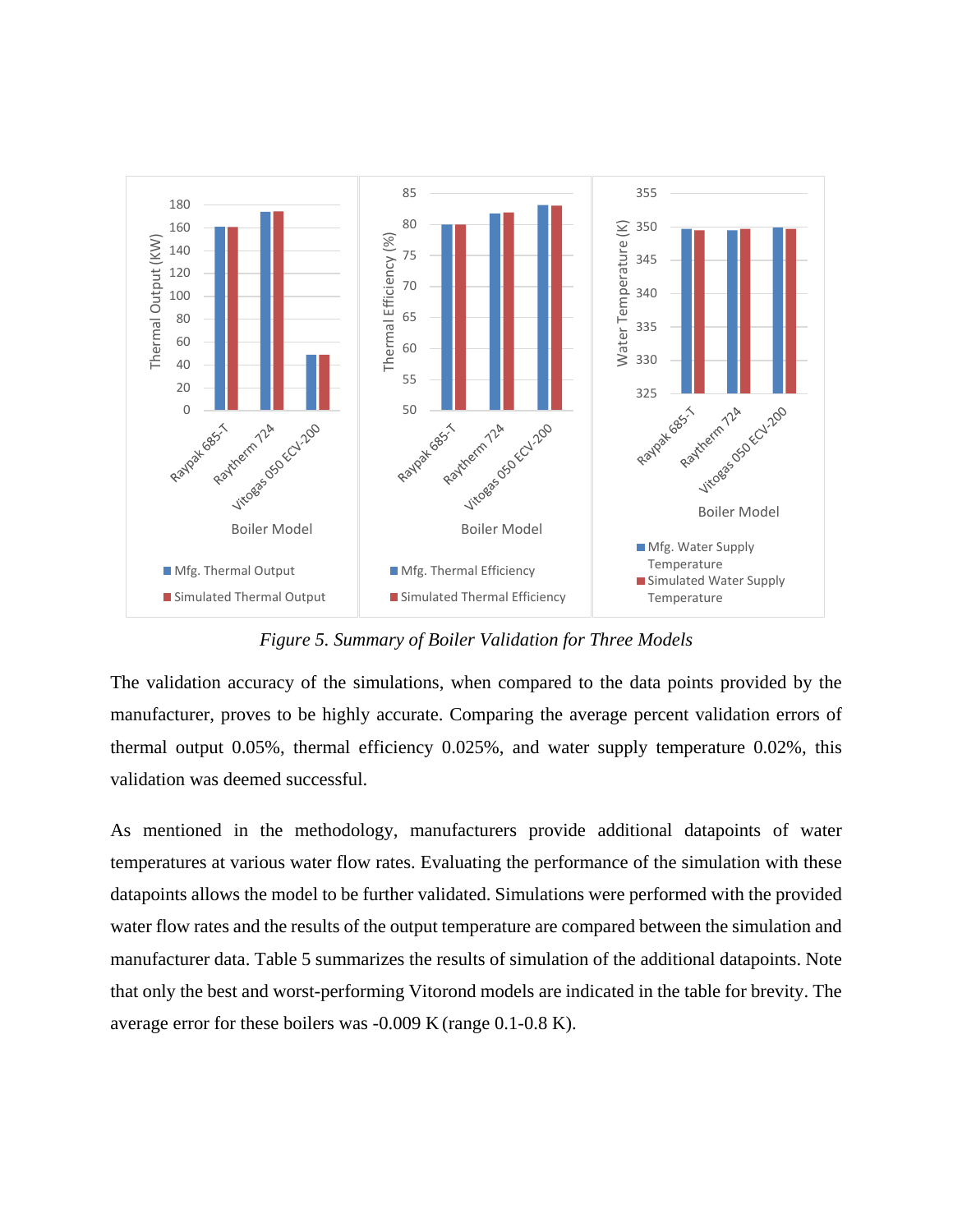Figure 5. *Summary of Boiler Validation for Three Models*

The validation accuracy of the simulations, when compared to the data points provided by the manufacturer, proves to be highly accurate. Comparing the average percent validation errors of thermal output 0.05%, thermal efficiency 0.025%, and water supply temperature 0.02%, this validation was deemed successful.

As mentioned in the methodology, manufacturers provide additional datapoints of water temperatures at various water flow rates. Evaluating the performance of the simulation with these datapoints allows the model to be further validated. Simulations were performed with the provided water flow rates and the results of the output temperature are compared between the simulation and manufacturer data. Table 5 summarizes the results of simulation of the additional datapoints. Note that only the best and worst-performing Vitorond models are indicated in the table for brevity. The average error for these boilers was -0.009 K (range 0.1-0.8 K).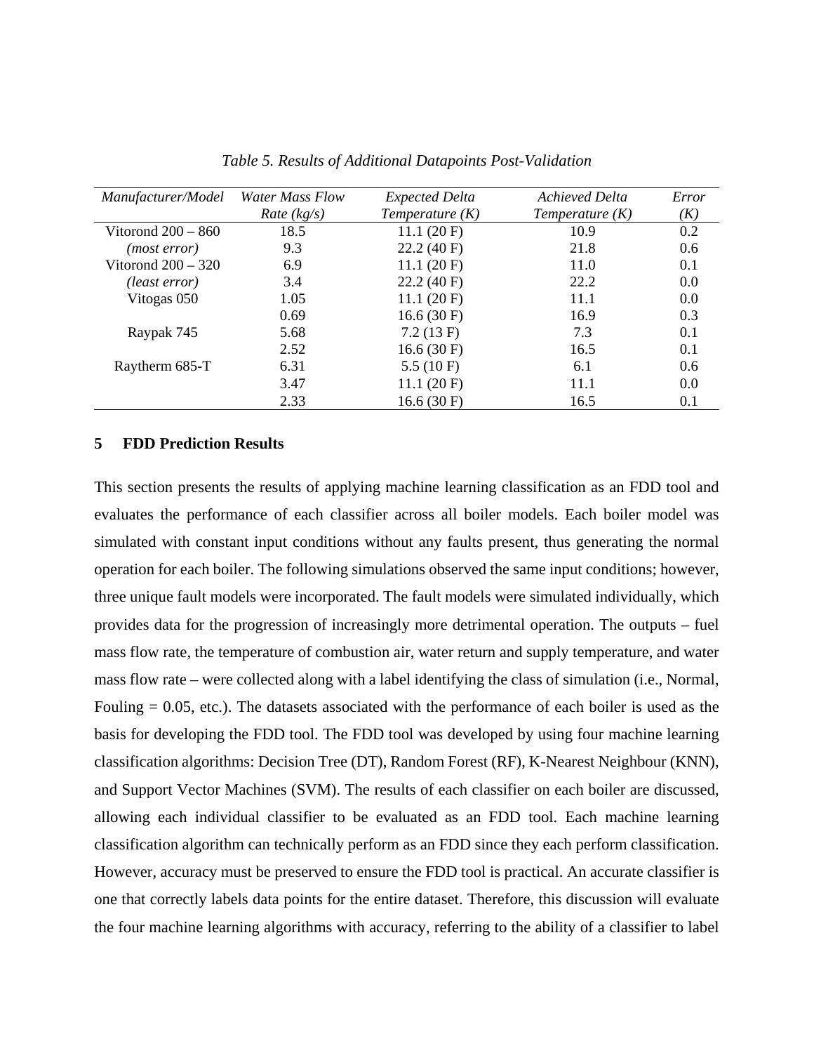*Table 5. Results of Additional Datapoints Post-Validation*

| *Manufacturer/Model* | *Water Mass Flow Rate (kg/s)* | *Expected Delta Temperature (K)* | *Achieved Delta Temperature (K)* | *Error (K)* |
|---|---|---|---|---|
| Vitorond 200 – 860 | 18.5 | 11.1 (20 F) | 10.9 | 0.2 |
| *(most error)* | 9.3 | 22.2 (40 F) | 21.8 | 0.6 |
| Vitorond 200 – 320 | 6.9 | 11.1 (20 F) | 11.0 | 0.1 |
| *(least error)* | 3.4 | 22.2 (40 F) | 22.2 | 0.0 |
| Vitogas 050 | 1.05 | 11.1 (20 F) | 11.1 | 0.0 |
| | 0.69 | 16.6 (30 F) | 16.9 | 0.3 |
| Raypak 745 | 5.68 | 7.2 (13 F) | 7.3 | 0.1 |
| | 2.52 | 16.6 (30 F) | 16.5 | 0.1 |
| Raytherm 685-T | 6.31 | 5.5 (10 F) | 6.1 | 0.6 |
| | 3.47 | 11.1 (20 F) | 11.1 | 0.0 |
| | 2.33 | 16.6 (30 F) | 16.5 | 0.1 |

## 5 FDD Prediction Results

This section presents the results of applying machine learning classification as an FDD tool and evaluates the performance of each classifier across all boiler models. Each boiler model was simulated with constant input conditions without any faults present, thus generating the normal operation for each boiler. The following simulations observed the same input conditions; however, three unique fault models were incorporated. The fault models were simulated individually, which provides data for the progression of increasingly more detrimental operation. The outputs – fuel mass flow rate, the temperature of combustion air, water return and supply temperature, and water mass flow rate – were collected along with a label identifying the class of simulation (i.e., Normal, Fouling = 0.05, etc.). The datasets associated with the performance of each boiler is used as the basis for developing the FDD tool. The FDD tool was developed by using four machine learning classification algorithms: Decision Tree (DT), Random Forest (RF), K-Nearest Neighbour (KNN), and Support Vector Machines (SVM). The results of each classifier on each boiler are discussed, allowing each individual classifier to be evaluated as an FDD tool. Each machine learning classification algorithm can technically perform as an FDD since they each perform classification. However, accuracy must be preserved to ensure the FDD tool is practical. An accurate classifier is one that correctly labels data points for the entire dataset. Therefore, this discussion will evaluate the four machine learning algorithms with accuracy, referring to the ability of a classifier to label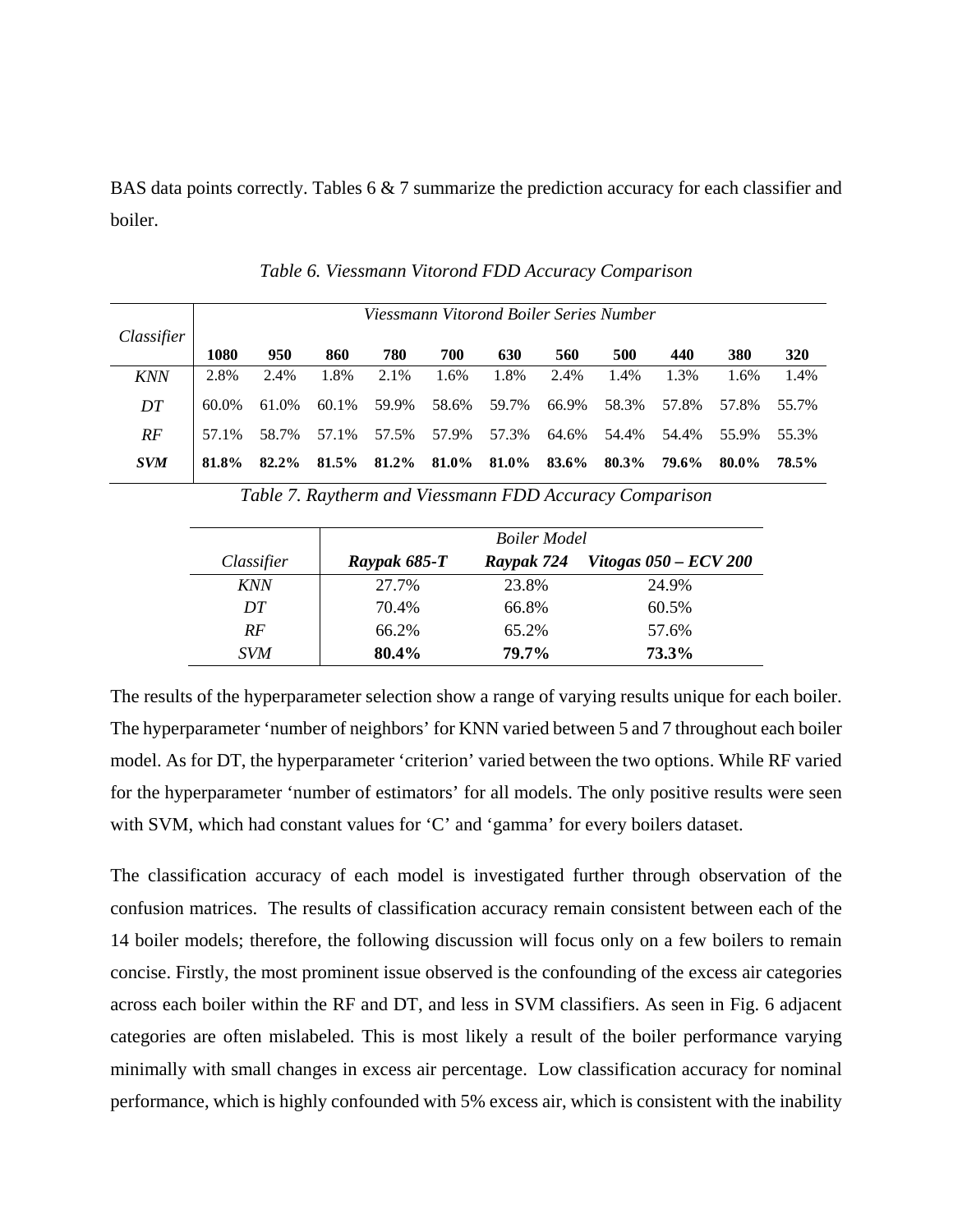BAS data points correctly. Tables 6 & 7 summarize the prediction accuracy for each classifier and boiler.

*Table 6. Viessmann Vitorond FDD Accuracy Comparison*

| *Classifier* | *Viessmann Vitorond Boiler Series Number* | | | | | | | | | | |
|---|---|---|---|---|---|---|---|---|---|---|---|
| | **1080** | **950** | **860** | **780** | **700** | **630** | **560** | **500** | **440** | **380** | **320** |
| *KNN* | 2.8% | 2.4% | 1.8% | 2.1% | 1.6% | 1.8% | 2.4% | 1.4% | 1.3% | 1.6% | 1.4% |
| *DT* | 60.0% | 61.0% | 60.1% | 59.9% | 58.6% | 59.7% | 66.9% | 58.3% | 57.8% | 57.8% | 55.7% |
| *RF* | 57.1% | 58.7% | 57.1% | 57.5% | 57.9% | 57.3% | 64.6% | 54.4% | 54.4% | 55.9% | 55.3% |
| ***SVM*** | **81.8%** | **82.2%** | **81.5%** | **81.2%** | **81.0%** | **81.0%** | **83.6%** | **80.3%** | **79.6%** | **80.0%** | **78.5%** |

*Table 7. Raytherm and Viessmann FDD Accuracy Comparison*

| | *Boiler Model* | | |
|---|---|---|---|
| *Classifier* | ***Raypak 685-T*** | ***Raypak 724*** | ***Vitogas 050 – ECV 200*** |
| *KNN* | 27.7% | 23.8% | 24.9% |
| *DT* | 70.4% | 66.8% | 60.5% |
| *RF* | 66.2% | 65.2% | 57.6% |
| *SVM* | **80.4%** | **79.7%** | **73.3%** |

The results of the hyperparameter selection show a range of varying results unique for each boiler. The hyperparameter 'number of neighbors' for KNN varied between 5 and 7 throughout each boiler model. As for DT, the hyperparameter 'criterion' varied between the two options. While RF varied for the hyperparameter 'number of estimators' for all models. The only positive results were seen with SVM, which had constant values for 'C' and 'gamma' for every boilers dataset.

The classification accuracy of each model is investigated further through observation of the confusion matrices. The results of classification accuracy remain consistent between each of the 14 boiler models; therefore, the following discussion will focus only on a few boilers to remain concise. Firstly, the most prominent issue observed is the confounding of the excess air categories across each boiler within the RF and DT, and less in SVM classifiers. As seen in Fig. 6 adjacent categories are often mislabeled. This is most likely a result of the boiler performance varying minimally with small changes in excess air percentage. Low classification accuracy for nominal performance, which is highly confounded with 5% excess air, which is consistent with the inability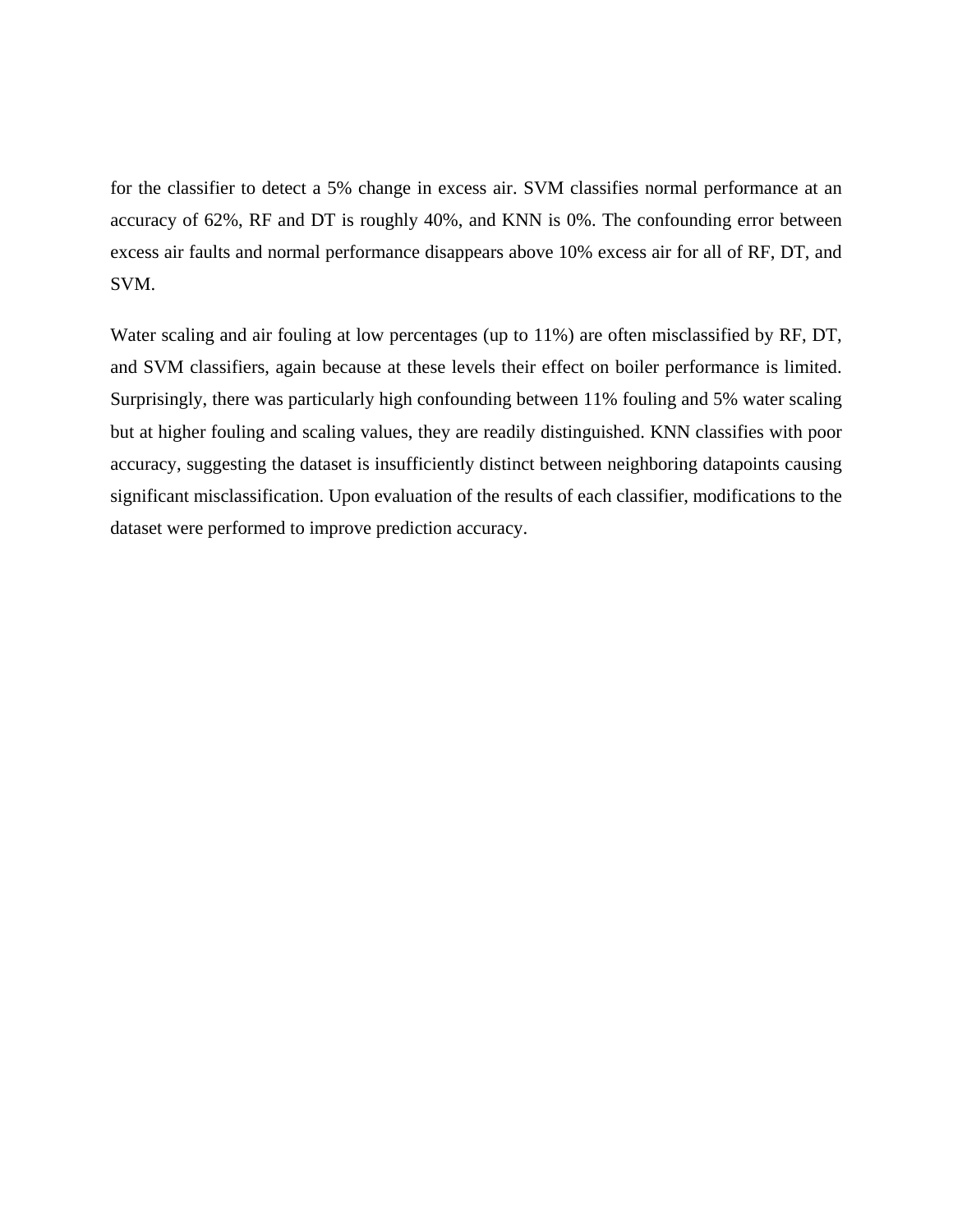for the classifier to detect a 5% change in excess air. SVM classifies normal performance at an accuracy of 62%, RF and DT is roughly 40%, and KNN is 0%. The confounding error between excess air faults and normal performance disappears above 10% excess air for all of RF, DT, and SVM.

Water scaling and air fouling at low percentages (up to 11%) are often misclassified by RF, DT, and SVM classifiers, again because at these levels their effect on boiler performance is limited. Surprisingly, there was particularly high confounding between 11% fouling and 5% water scaling but at higher fouling and scaling values, they are readily distinguished. KNN classifies with poor accuracy, suggesting the dataset is insufficiently distinct between neighboring datapoints causing significant misclassification. Upon evaluation of the results of each classifier, modifications to the dataset were performed to improve prediction accuracy.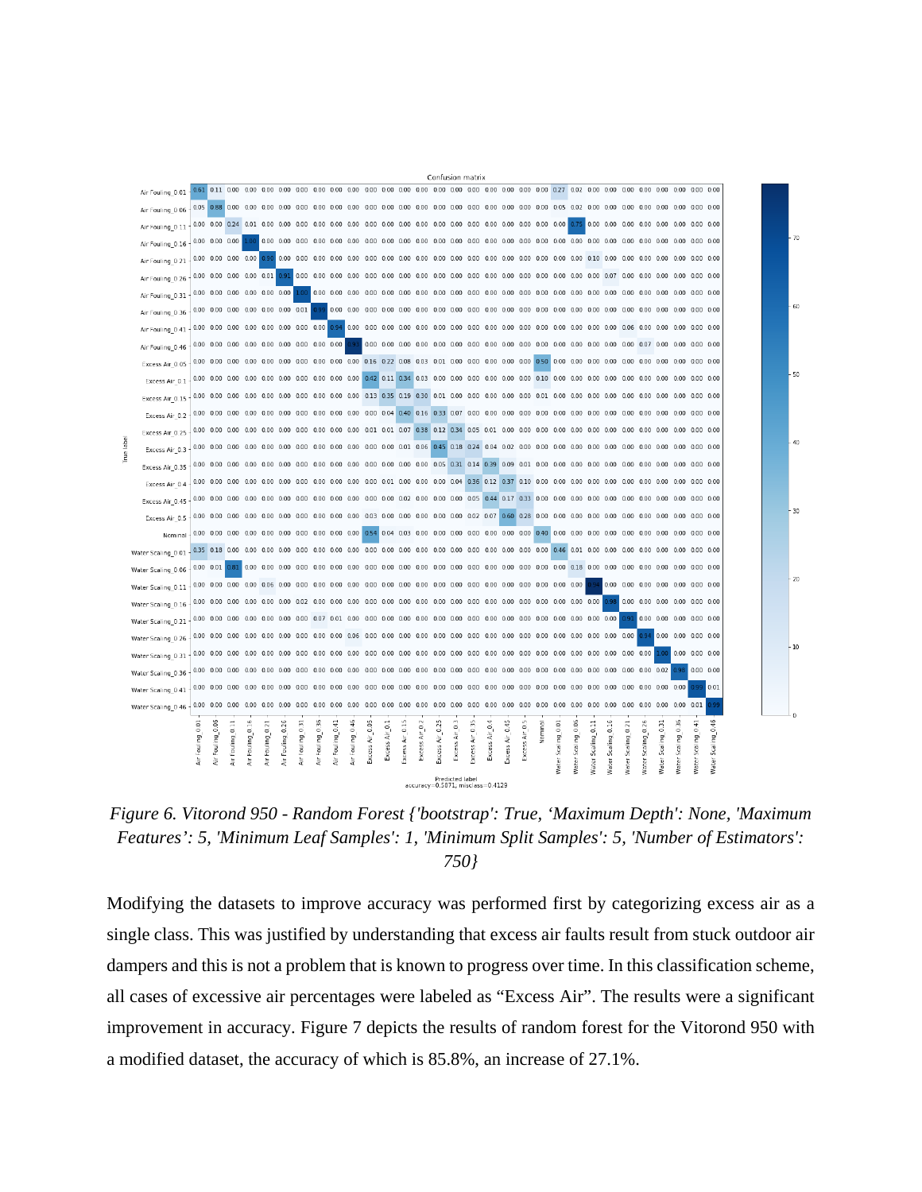*Figure 6. Vitorond 950 - Random Forest {'bootstrap': True, 'Maximum Depth': None, 'Maximum Features': 5, 'Minimum Leaf Samples': 1, 'Minimum Split Samples': 5, 'Number of Estimators': 750}*

Modifying the datasets to improve accuracy was performed first by categorizing excess air as a single class. This was justified by understanding that excess air faults result from stuck outdoor air dampers and this is not a problem that is known to progress over time. In this classification scheme, all cases of excessive air percentages were labeled as "Excess Air". The results were a significant improvement in accuracy. Figure 7 depicts the results of random forest for the Vitorond 950 with a modified dataset, the accuracy of which is 85.8%, an increase of 27.1%.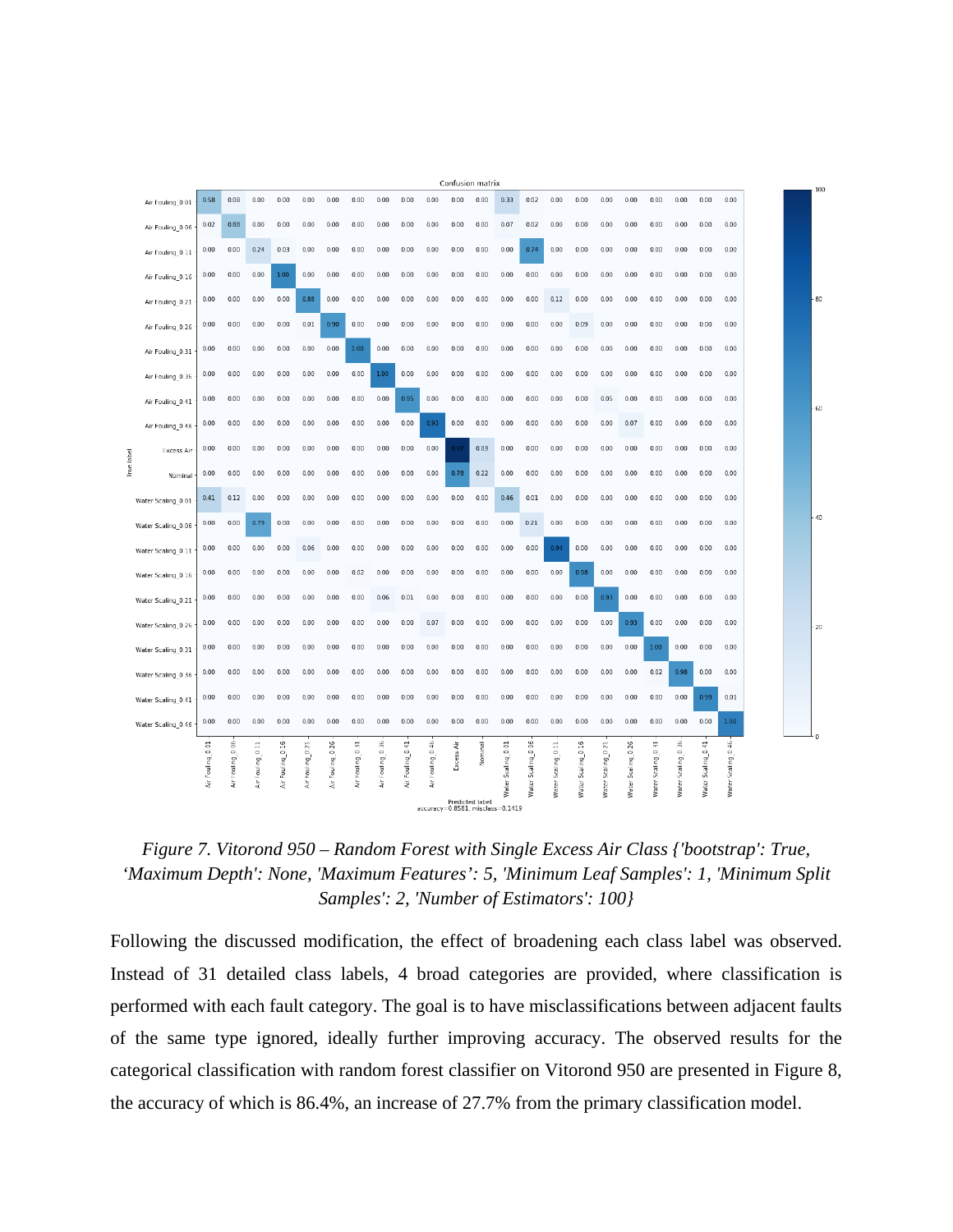*Figure 7. Vitorond 950 – Random Forest with Single Excess Air Class {'bootstrap': True, 'Maximum Depth': None, 'Maximum Features': 5, 'Minimum Leaf Samples': 1, 'Minimum Split Samples': 2, 'Number of Estimators': 100}*

Following the discussed modification, the effect of broadening each class label was observed. Instead of 31 detailed class labels, 4 broad categories are provided, where classification is performed with each fault category. The goal is to have misclassifications between adjacent faults of the same type ignored, ideally further improving accuracy. The observed results for the categorical classification with random forest classifier on Vitorond 950 are presented in Figure 8, the accuracy of which is 86.4%, an increase of 27.7% from the primary classification model.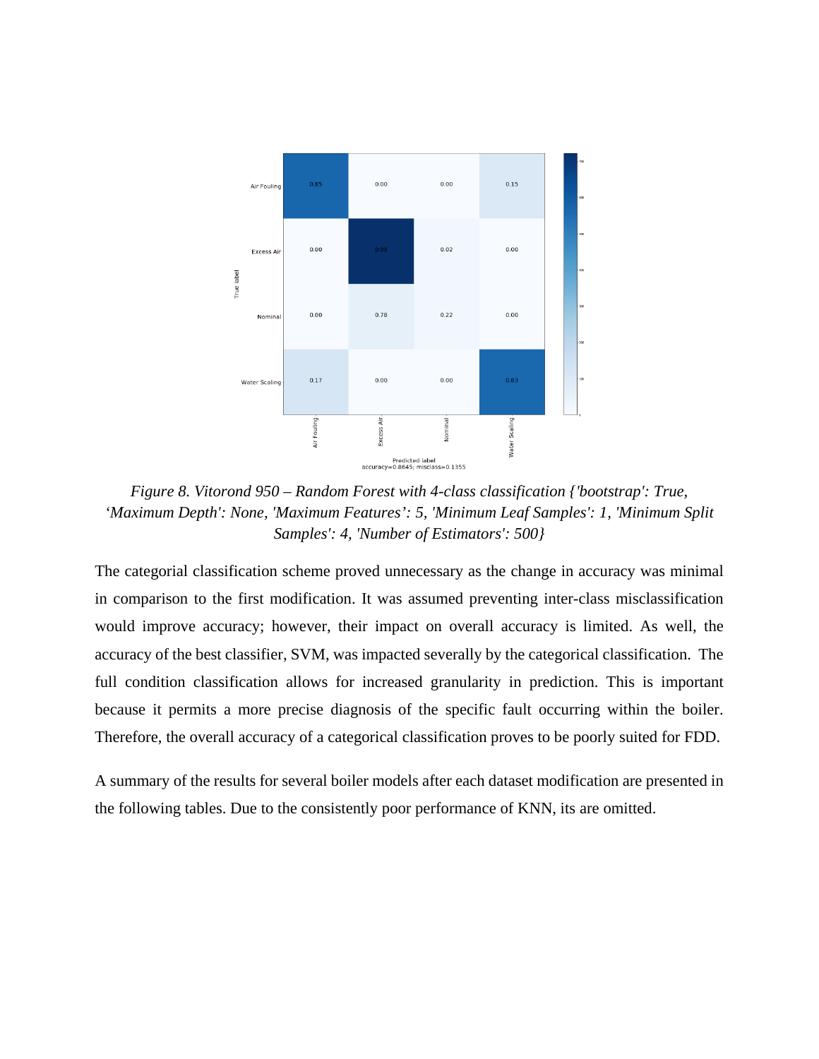*Figure 8. Vitorond 950 – Random Forest with 4-class classification {'bootstrap': True, 'Maximum Depth': None, 'Maximum Features': 5, 'Minimum Leaf Samples': 1, 'Minimum Split Samples': 4, 'Number of Estimators': 500}*

The categorial classification scheme proved unnecessary as the change in accuracy was minimal in comparison to the first modification. It was assumed preventing inter-class misclassification would improve accuracy; however, their impact on overall accuracy is limited. As well, the accuracy of the best classifier, SVM, was impacted severally by the categorical classification. The full condition classification allows for increased granularity in prediction. This is important because it permits a more precise diagnosis of the specific fault occurring within the boiler. Therefore, the overall accuracy of a categorical classification proves to be poorly suited for FDD.

A summary of the results for several boiler models after each dataset modification are presented in the following tables. Due to the consistently poor performance of KNN, its are omitted.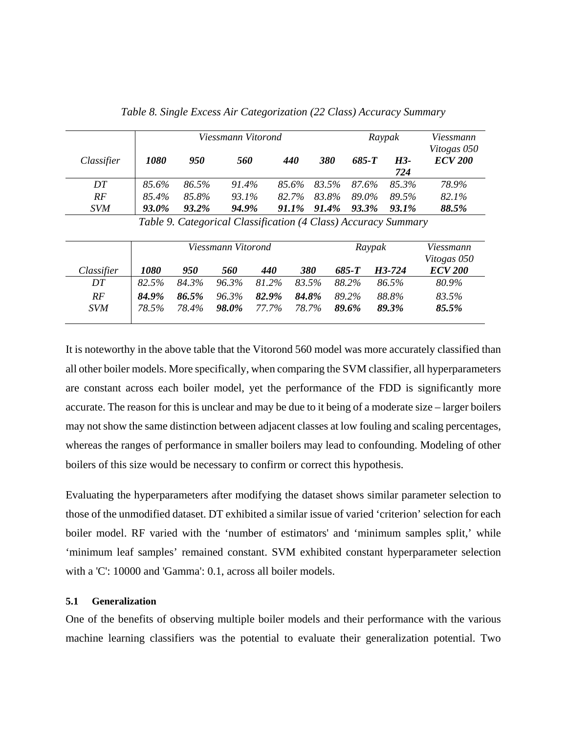*Table 8. Single Excess Air Categorization (22 Class) Accuracy Summary*

| | *Viessmann Vitorond* | | | | | *Raypak* | | *Viessmann Vitogas 050* |
|---|---|---|---|---|---|---|---|---|
| *Classifier* | ***1080*** | ***950*** | ***560*** | ***440*** | ***380*** | ***685-T*** | ***H3-724*** | ***ECV 200*** |
| *DT* | *85.6%* | *86.5%* | *91.4%* | *85.6%* | *83.5%* | *87.6%* | *85.3%* | *78.9%* |
| *RF* | *85.4%* | *85.8%* | *93.1%* | *82.7%* | *83.8%* | *89.0%* | *89.5%* | *82.1%* |
| *SVM* | ***93.0%*** | ***93.2%*** | ***94.9%*** | ***91.1%*** | ***91.4%*** | ***93.3%*** | ***93.1%*** | ***88.5%*** |

*Table 9. Categorical Classification (4 Class) Accuracy Summary*

| | *Viessmann Vitorond* | | | | | *Raypak* | | *Viessmann Vitogas 050* |
|---|---|---|---|---|---|---|---|---|
| *Classifier* | ***1080*** | ***950*** | ***560*** | ***440*** | ***380*** | ***685-T*** | ***H3-724*** | ***ECV 200*** |
| *DT* | *82.5%* | *84.3%* | *96.3%* | *81.2%* | *83.5%* | *88.2%* | *86.5%* | *80.9%* |
| *RF* | ***84.9%*** | ***86.5%*** | *96.3%* | ***82.9%*** | ***84.8%*** | *89.2%* | *88.8%* | *83.5%* |
| *SVM* | *78.5%* | *78.4%* | ***98.0%*** | *77.7%* | *78.7%* | ***89.6%*** | ***89.3%*** | ***85.5%*** |

It is noteworthy in the above table that the Vitorond 560 model was more accurately classified than all other boiler models. More specifically, when comparing the SVM classifier, all hyperparameters are constant across each boiler model, yet the performance of the FDD is significantly more accurate. The reason for this is unclear and may be due to it being of a moderate size – larger boilers may not show the same distinction between adjacent classes at low fouling and scaling percentages, whereas the ranges of performance in smaller boilers may lead to confounding. Modeling of other boilers of this size would be necessary to confirm or correct this hypothesis.

Evaluating the hyperparameters after modifying the dataset shows similar parameter selection to those of the unmodified dataset. DT exhibited a similar issue of varied 'criterion' selection for each boiler model. RF varied with the 'number of estimators' and 'minimum samples split,' while 'minimum leaf samples' remained constant. SVM exhibited constant hyperparameter selection with a 'C': 10000 and 'Gamma': 0.1, across all boiler models.

### 5.1 Generalization

One of the benefits of observing multiple boiler models and their performance with the various machine learning classifiers was the potential to evaluate their generalization potential. Two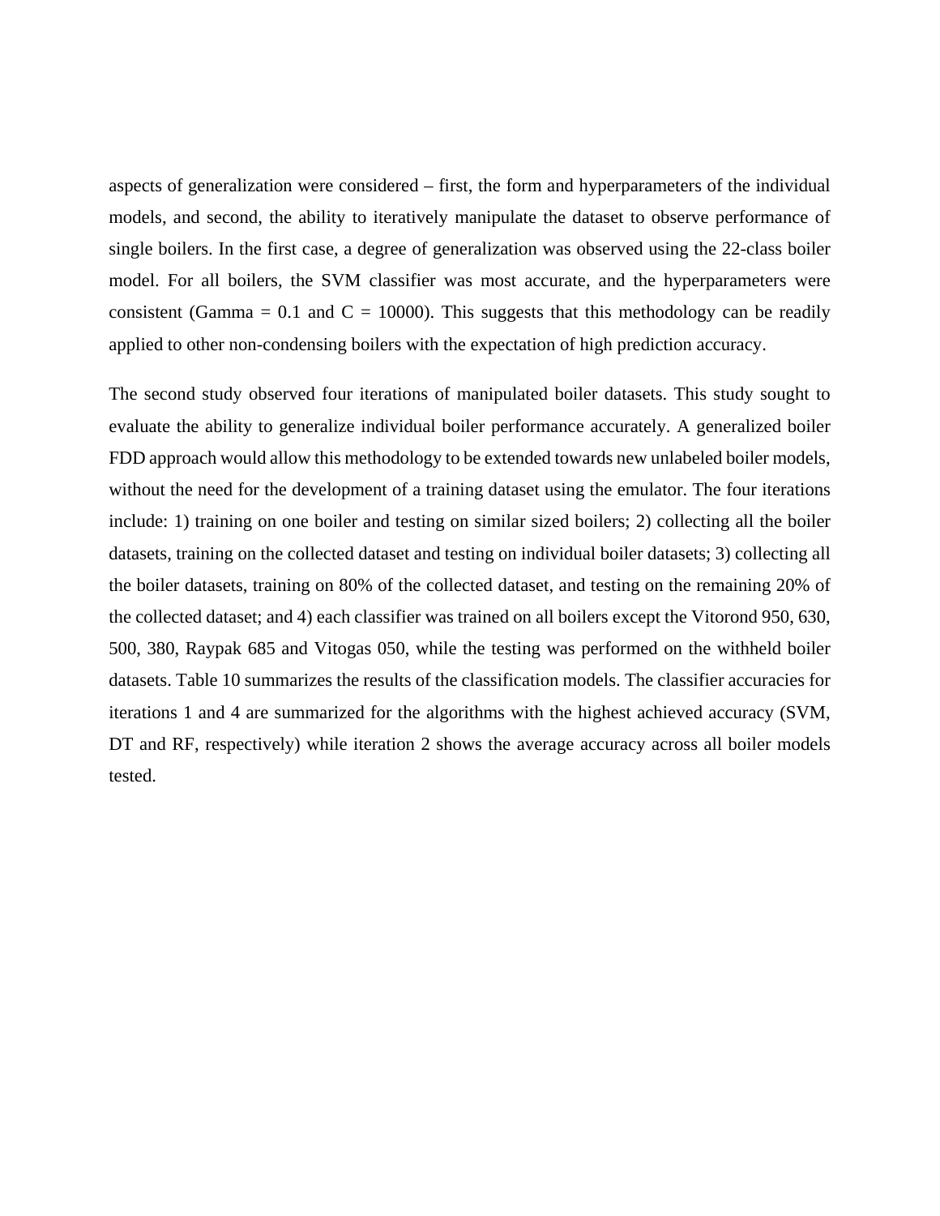aspects of generalization were considered – first, the form and hyperparameters of the individual models, and second, the ability to iteratively manipulate the dataset to observe performance of single boilers. In the first case, a degree of generalization was observed using the 22-class boiler model. For all boilers, the SVM classifier was most accurate, and the hyperparameters were consistent (Gamma = 0.1 and C = 10000). This suggests that this methodology can be readily applied to other non-condensing boilers with the expectation of high prediction accuracy.

The second study observed four iterations of manipulated boiler datasets. This study sought to evaluate the ability to generalize individual boiler performance accurately. A generalized boiler FDD approach would allow this methodology to be extended towards new unlabeled boiler models, without the need for the development of a training dataset using the emulator. The four iterations include: 1) training on one boiler and testing on similar sized boilers; 2) collecting all the boiler datasets, training on the collected dataset and testing on individual boiler datasets; 3) collecting all the boiler datasets, training on 80% of the collected dataset, and testing on the remaining 20% of the collected dataset; and 4) each classifier was trained on all boilers except the Vitorond 950, 630, 500, 380, Raypak 685 and Vitogas 050, while the testing was performed on the withheld boiler datasets. Table 10 summarizes the results of the classification models. The classifier accuracies for iterations 1 and 4 are summarized for the algorithms with the highest achieved accuracy (SVM, DT and RF, respectively) while iteration 2 shows the average accuracy across all boiler models tested.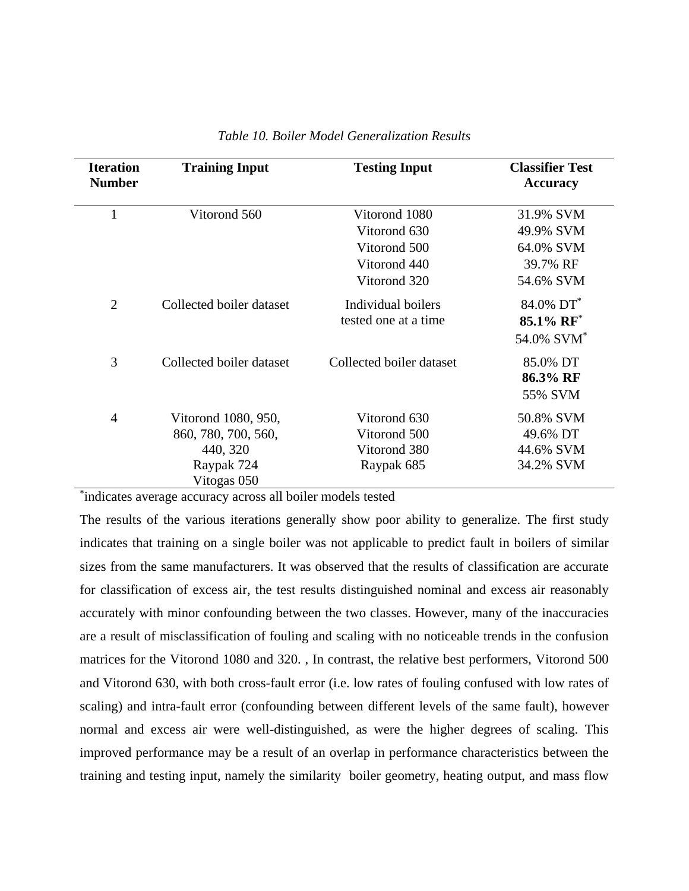*Table 10. Boiler Model Generalization Results*

| Iteration Number | Training Input | Testing Input | Classifier Test Accuracy |
|---|---|---|---|
| 1 | Vitorond 560 | Vitorond 1080<br>Vitorond 630<br>Vitorond 500<br>Vitorond 440<br>Vitorond 320 | 31.9% SVM<br>49.9% SVM<br>64.0% SVM<br>39.7% RF<br>54.6% SVM |
| 2 | Collected boiler dataset | Individual boilers tested one at a time | 84.0% DT*<br>**85.1% RF***<br>54.0% SVM* |
| 3 | Collected boiler dataset | Collected boiler dataset | 85.0% DT<br>**86.3% RF**<br>55% SVM |
| 4 | Vitorond 1080, 950, 860, 780, 700, 560, 440, 320<br>Raypak 724<br>Vitogas 050 | Vitorond 630<br>Vitorond 500<br>Vitorond 380<br>Raypak 685 | 50.8% SVM<br>49.6% DT<br>44.6% SVM<br>34.2% SVM |

*indicates average accuracy across all boiler models tested

The results of the various iterations generally show poor ability to generalize. The first study indicates that training on a single boiler was not applicable to predict fault in boilers of similar sizes from the same manufacturers. It was observed that the results of classification are accurate for classification of excess air, the test results distinguished nominal and excess air reasonably accurately with minor confounding between the two classes. However, many of the inaccuracies are a result of misclassification of fouling and scaling with no noticeable trends in the confusion matrices for the Vitorond 1080 and 320. , In contrast, the relative best performers, Vitorond 500 and Vitorond 630, with both cross-fault error (i.e. low rates of fouling confused with low rates of scaling) and intra-fault error (confounding between different levels of the same fault), however normal and excess air were well-distinguished, as were the higher degrees of scaling. This improved performance may be a result of an overlap in performance characteristics between the training and testing input, namely the similarity boiler geometry, heating output, and mass flow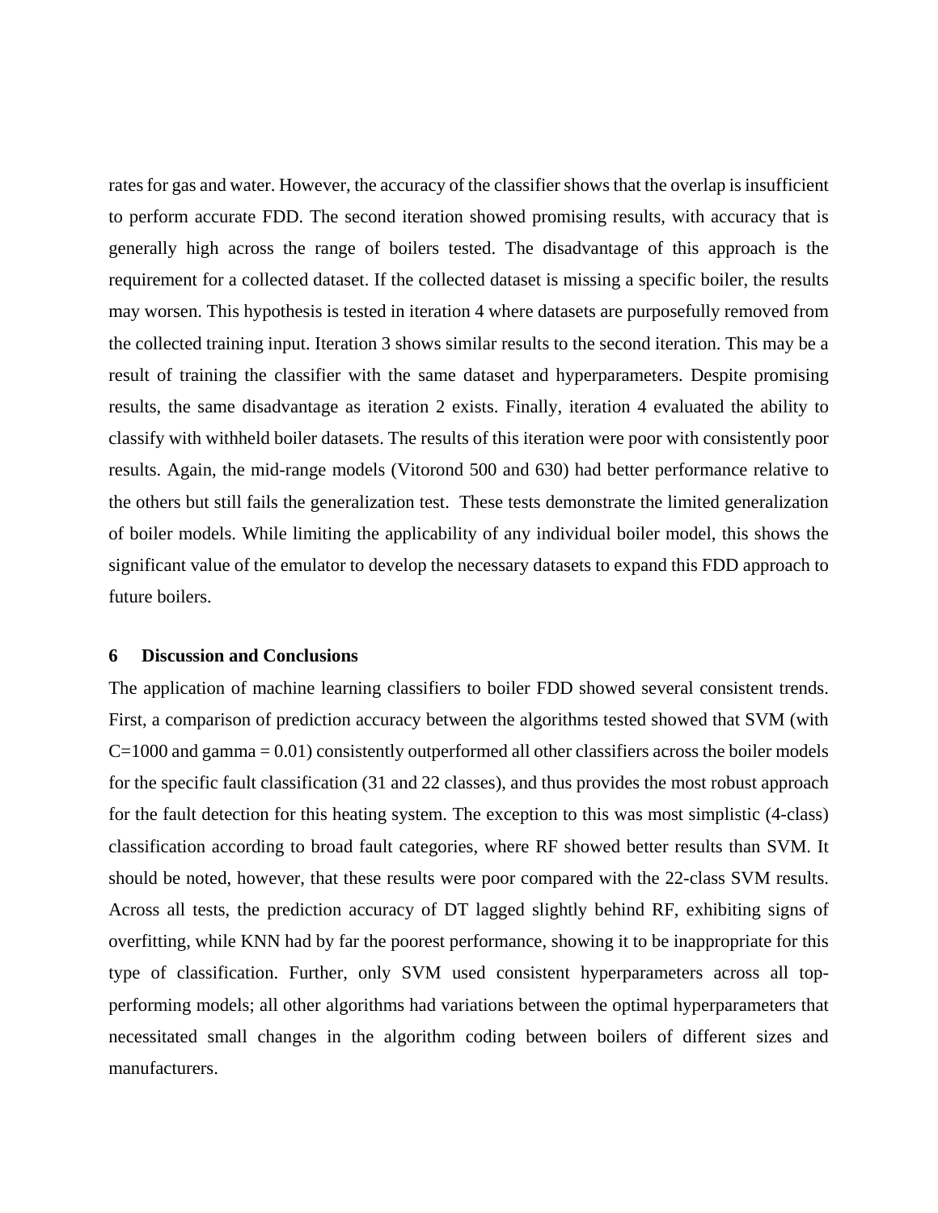rates for gas and water. However, the accuracy of the classifier shows that the overlap is insufficient to perform accurate FDD. The second iteration showed promising results, with accuracy that is generally high across the range of boilers tested. The disadvantage of this approach is the requirement for a collected dataset. If the collected dataset is missing a specific boiler, the results may worsen. This hypothesis is tested in iteration 4 where datasets are purposefully removed from the collected training input. Iteration 3 shows similar results to the second iteration. This may be a result of training the classifier with the same dataset and hyperparameters. Despite promising results, the same disadvantage as iteration 2 exists. Finally, iteration 4 evaluated the ability to classify with withheld boiler datasets. The results of this iteration were poor with consistently poor results. Again, the mid-range models (Vitorond 500 and 630) had better performance relative to the others but still fails the generalization test. These tests demonstrate the limited generalization of boiler models. While limiting the applicability of any individual boiler model, this shows the significant value of the emulator to develop the necessary datasets to expand this FDD approach to future boilers.

## 6 Discussion and Conclusions

The application of machine learning classifiers to boiler FDD showed several consistent trends. First, a comparison of prediction accuracy between the algorithms tested showed that SVM (with C=1000 and gamma = 0.01) consistently outperformed all other classifiers across the boiler models for the specific fault classification (31 and 22 classes), and thus provides the most robust approach for the fault detection for this heating system. The exception to this was most simplistic (4-class) classification according to broad fault categories, where RF showed better results than SVM. It should be noted, however, that these results were poor compared with the 22-class SVM results. Across all tests, the prediction accuracy of DT lagged slightly behind RF, exhibiting signs of overfitting, while KNN had by far the poorest performance, showing it to be inappropriate for this type of classification. Further, only SVM used consistent hyperparameters across all top-performing models; all other algorithms had variations between the optimal hyperparameters that necessitated small changes in the algorithm coding between boilers of different sizes and manufacturers.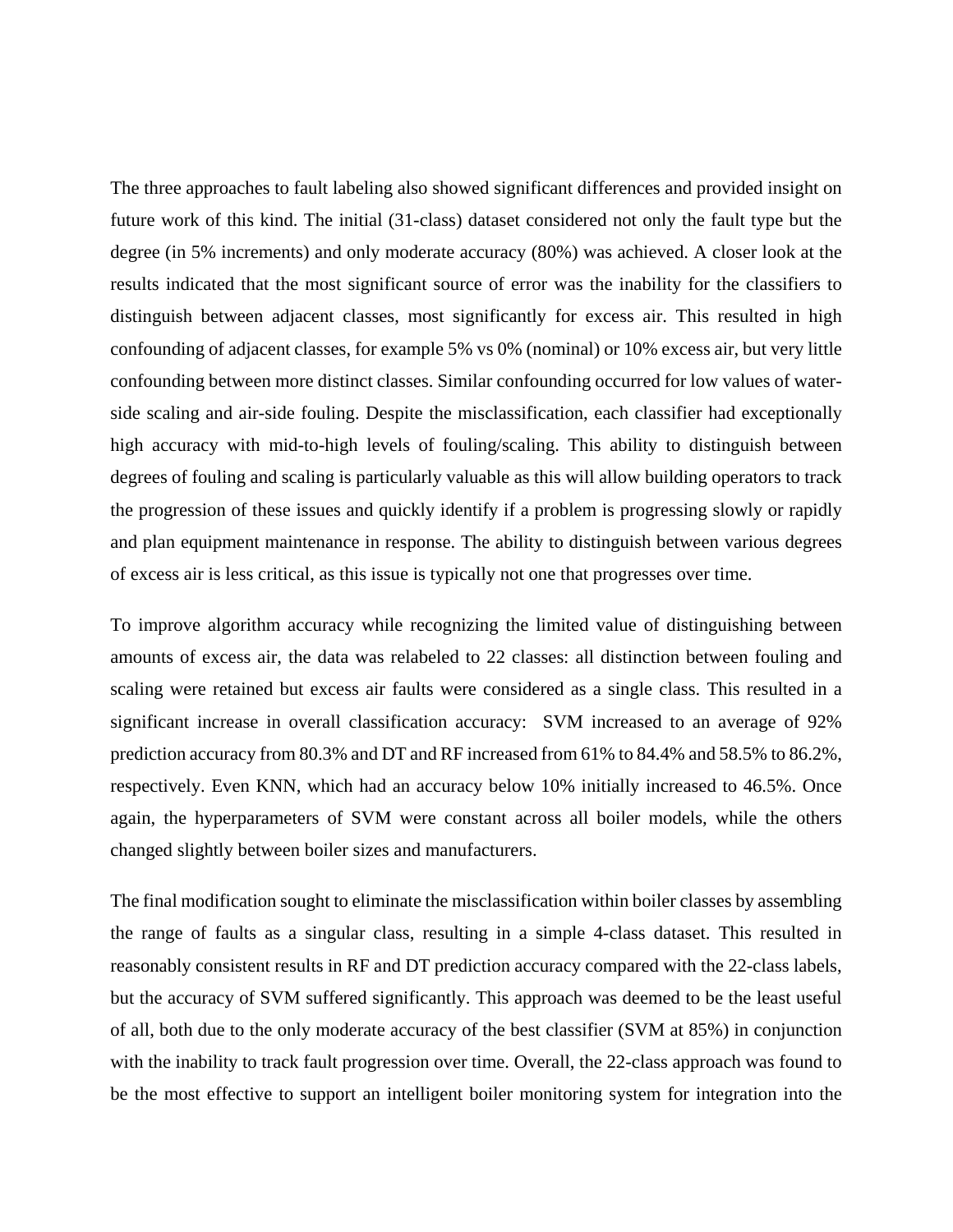The three approaches to fault labeling also showed significant differences and provided insight on future work of this kind. The initial (31-class) dataset considered not only the fault type but the degree (in 5% increments) and only moderate accuracy (80%) was achieved. A closer look at the results indicated that the most significant source of error was the inability for the classifiers to distinguish between adjacent classes, most significantly for excess air. This resulted in high confounding of adjacent classes, for example 5% vs 0% (nominal) or 10% excess air, but very little confounding between more distinct classes. Similar confounding occurred for low values of water-side scaling and air-side fouling. Despite the misclassification, each classifier had exceptionally high accuracy with mid-to-high levels of fouling/scaling. This ability to distinguish between degrees of fouling and scaling is particularly valuable as this will allow building operators to track the progression of these issues and quickly identify if a problem is progressing slowly or rapidly and plan equipment maintenance in response. The ability to distinguish between various degrees of excess air is less critical, as this issue is typically not one that progresses over time.

To improve algorithm accuracy while recognizing the limited value of distinguishing between amounts of excess air, the data was relabeled to 22 classes: all distinction between fouling and scaling were retained but excess air faults were considered as a single class. This resulted in a significant increase in overall classification accuracy: SVM increased to an average of 92% prediction accuracy from 80.3% and DT and RF increased from 61% to 84.4% and 58.5% to 86.2%, respectively. Even KNN, which had an accuracy below 10% initially increased to 46.5%. Once again, the hyperparameters of SVM were constant across all boiler models, while the others changed slightly between boiler sizes and manufacturers.

The final modification sought to eliminate the misclassification within boiler classes by assembling the range of faults as a singular class, resulting in a simple 4-class dataset. This resulted in reasonably consistent results in RF and DT prediction accuracy compared with the 22-class labels, but the accuracy of SVM suffered significantly. This approach was deemed to be the least useful of all, both due to the only moderate accuracy of the best classifier (SVM at 85%) in conjunction with the inability to track fault progression over time. Overall, the 22-class approach was found to be the most effective to support an intelligent boiler monitoring system for integration into the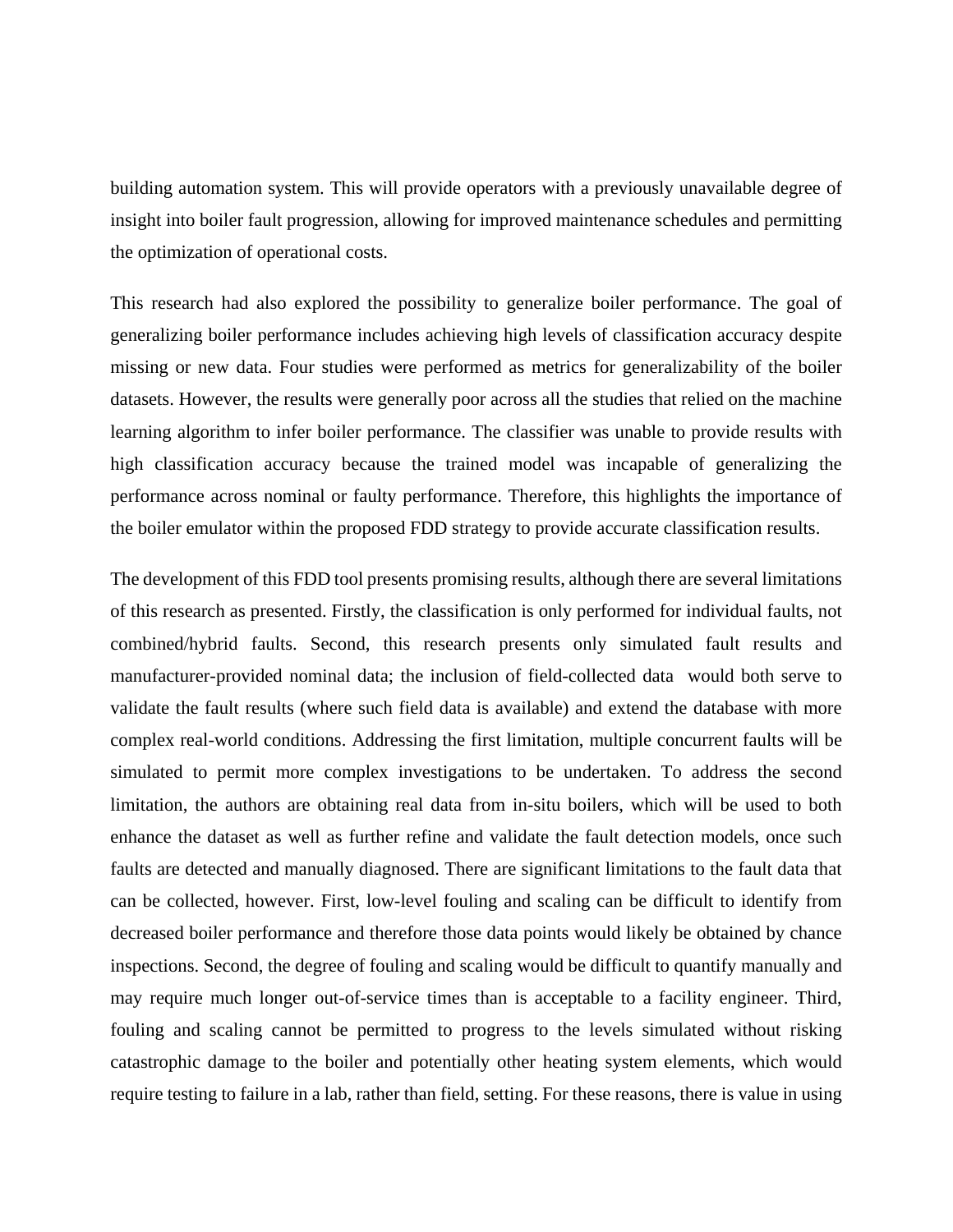building automation system. This will provide operators with a previously unavailable degree of insight into boiler fault progression, allowing for improved maintenance schedules and permitting the optimization of operational costs.

This research had also explored the possibility to generalize boiler performance. The goal of generalizing boiler performance includes achieving high levels of classification accuracy despite missing or new data. Four studies were performed as metrics for generalizability of the boiler datasets. However, the results were generally poor across all the studies that relied on the machine learning algorithm to infer boiler performance. The classifier was unable to provide results with high classification accuracy because the trained model was incapable of generalizing the performance across nominal or faulty performance. Therefore, this highlights the importance of the boiler emulator within the proposed FDD strategy to provide accurate classification results.

The development of this FDD tool presents promising results, although there are several limitations of this research as presented. Firstly, the classification is only performed for individual faults, not combined/hybrid faults. Second, this research presents only simulated fault results and manufacturer-provided nominal data; the inclusion of field-collected data would both serve to validate the fault results (where such field data is available) and extend the database with more complex real-world conditions. Addressing the first limitation, multiple concurrent faults will be simulated to permit more complex investigations to be undertaken. To address the second limitation, the authors are obtaining real data from in-situ boilers, which will be used to both enhance the dataset as well as further refine and validate the fault detection models, once such faults are detected and manually diagnosed. There are significant limitations to the fault data that can be collected, however. First, low-level fouling and scaling can be difficult to identify from decreased boiler performance and therefore those data points would likely be obtained by chance inspections. Second, the degree of fouling and scaling would be difficult to quantify manually and may require much longer out-of-service times than is acceptable to a facility engineer. Third, fouling and scaling cannot be permitted to progress to the levels simulated without risking catastrophic damage to the boiler and potentially other heating system elements, which would require testing to failure in a lab, rather than field, setting. For these reasons, there is value in using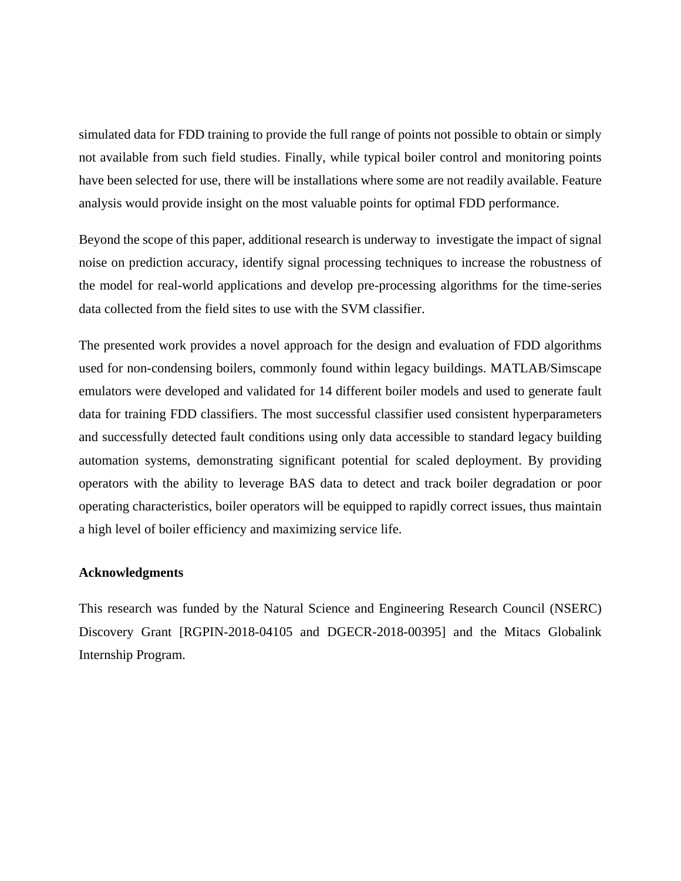simulated data for FDD training to provide the full range of points not possible to obtain or simply not available from such field studies. Finally, while typical boiler control and monitoring points have been selected for use, there will be installations where some are not readily available. Feature analysis would provide insight on the most valuable points for optimal FDD performance.

Beyond the scope of this paper, additional research is underway to investigate the impact of signal noise on prediction accuracy, identify signal processing techniques to increase the robustness of the model for real-world applications and develop pre-processing algorithms for the time-series data collected from the field sites to use with the SVM classifier.

The presented work provides a novel approach for the design and evaluation of FDD algorithms used for non-condensing boilers, commonly found within legacy buildings. MATLAB/Simscape emulators were developed and validated for 14 different boiler models and used to generate fault data for training FDD classifiers. The most successful classifier used consistent hyperparameters and successfully detected fault conditions using only data accessible to standard legacy building automation systems, demonstrating significant potential for scaled deployment. By providing operators with the ability to leverage BAS data to detect and track boiler degradation or poor operating characteristics, boiler operators will be equipped to rapidly correct issues, thus maintain a high level of boiler efficiency and maximizing service life.

**Acknowledgments**

This research was funded by the Natural Science and Engineering Research Council (NSERC) Discovery Grant [RGPIN-2018-04105 and DGECR-2018-00395] and the Mitacs Globalink Internship Program.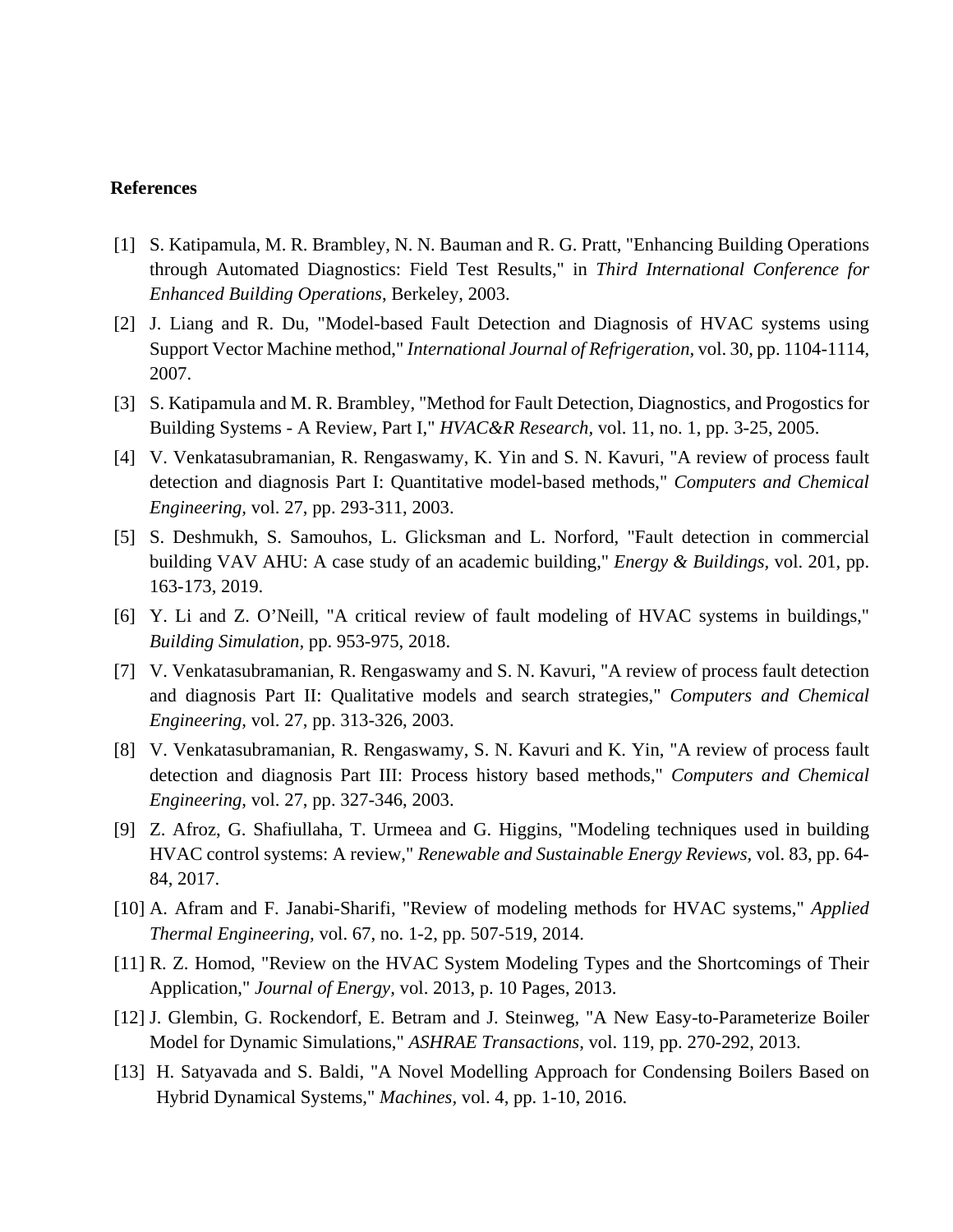**References**

[1] S. Katipamula, M. R. Brambley, N. N. Bauman and R. G. Pratt, "Enhancing Building Operations through Automated Diagnostics: Field Test Results," in *Third International Conference for Enhanced Building Operations*, Berkeley, 2003.

[2] J. Liang and R. Du, "Model-based Fault Detection and Diagnosis of HVAC systems using Support Vector Machine method," *International Journal of Refrigeration*, vol. 30, pp. 1104-1114, 2007.

[3] S. Katipamula and M. R. Brambley, "Method for Fault Detection, Diagnostics, and Progostics for Building Systems - A Review, Part I," *HVAC&R Research*, vol. 11, no. 1, pp. 3-25, 2005.

[4] V. Venkatasubramanian, R. Rengaswamy, K. Yin and S. N. Kavuri, "A review of process fault detection and diagnosis Part I: Quantitative model-based methods," *Computers and Chemical Engineering*, vol. 27, pp. 293-311, 2003.

[5] S. Deshmukh, S. Samouhos, L. Glicksman and L. Norford, "Fault detection in commercial building VAV AHU: A case study of an academic building," *Energy & Buildings*, vol. 201, pp. 163-173, 2019.

[6] Y. Li and Z. O'Neill, "A critical review of fault modeling of HVAC systems in buildings," *Building Simulation*, pp. 953-975, 2018.

[7] V. Venkatasubramanian, R. Rengaswamy and S. N. Kavuri, "A review of process fault detection and diagnosis Part II: Qualitative models and search strategies," *Computers and Chemical Engineering*, vol. 27, pp. 313-326, 2003.

[8] V. Venkatasubramanian, R. Rengaswamy, S. N. Kavuri and K. Yin, "A review of process fault detection and diagnosis Part III: Process history based methods," *Computers and Chemical Engineering*, vol. 27, pp. 327-346, 2003.

[9] Z. Afroz, G. Shafiullaha, T. Urmeea and G. Higgins, "Modeling techniques used in building HVAC control systems: A review," *Renewable and Sustainable Energy Reviews*, vol. 83, pp. 64-84, 2017.

[10] A. Afram and F. Janabi-Sharifi, "Review of modeling methods for HVAC systems," *Applied Thermal Engineering*, vol. 67, no. 1-2, pp. 507-519, 2014.

[11] R. Z. Homod, "Review on the HVAC System Modeling Types and the Shortcomings of Their Application," *Journal of Energy*, vol. 2013, p. 10 Pages, 2013.

[12] J. Glembin, G. Rockendorf, E. Betram and J. Steinweg, "A New Easy-to-Parameterize Boiler Model for Dynamic Simulations," *ASHRAE Transactions*, vol. 119, pp. 270-292, 2013.

[13] H. Satyavada and S. Baldi, "A Novel Modelling Approach for Condensing Boilers Based on Hybrid Dynamical Systems," *Machines*, vol. 4, pp. 1-10, 2016.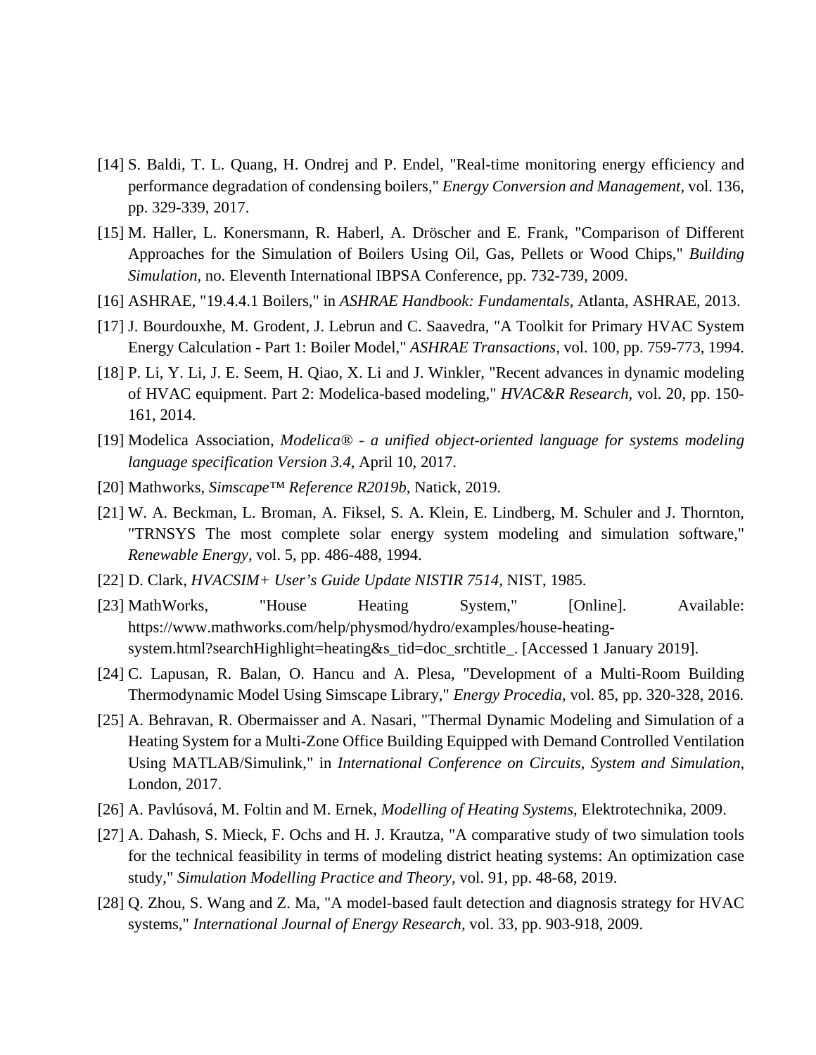[14] S. Baldi, T. L. Quang, H. Ondrej and P. Endel, "Real-time monitoring energy efficiency and performance degradation of condensing boilers," *Energy Conversion and Management*, vol. 136, pp. 329-339, 2017.

[15] M. Haller, L. Konersmann, R. Haberl, A. Dröscher and E. Frank, "Comparison of Different Approaches for the Simulation of Boilers Using Oil, Gas, Pellets or Wood Chips," *Building Simulation*, no. Eleventh International IBPSA Conference, pp. 732-739, 2009.

[16] ASHRAE, "19.4.4.1 Boilers," in *ASHRAE Handbook: Fundamentals*, Atlanta, ASHRAE, 2013.

[17] J. Bourdouxhe, M. Grodent, J. Lebrun and C. Saavedra, "A Toolkit for Primary HVAC System Energy Calculation - Part 1: Boiler Model," *ASHRAE Transactions*, vol. 100, pp. 759-773, 1994.

[18] P. Li, Y. Li, J. E. Seem, H. Qiao, X. Li and J. Winkler, "Recent advances in dynamic modeling of HVAC equipment. Part 2: Modelica-based modeling," *HVAC&R Research*, vol. 20, pp. 150-161, 2014.

[19] Modelica Association, *Modelica® - a unified object-oriented language for systems modeling language specification Version 3.4*, April 10, 2017.

[20] Mathworks, *Simscape™ Reference R2019b*, Natick, 2019.

[21] W. A. Beckman, L. Broman, A. Fiksel, S. A. Klein, E. Lindberg, M. Schuler and J. Thornton, "TRNSYS The most complete solar energy system modeling and simulation software," *Renewable Energy*, vol. 5, pp. 486-488, 1994.

[22] D. Clark, *HVACSIM+ User's Guide Update NISTIR 7514*, NIST, 1985.

[23] MathWorks, "House Heating System," [Online]. Available: https://www.mathworks.com/help/physmod/hydro/examples/house-heating-system.html?searchHighlight=heating&s_tid=doc_srchtitle_. [Accessed 1 January 2019].

[24] C. Lapusan, R. Balan, O. Hancu and A. Plesa, "Development of a Multi-Room Building Thermodynamic Model Using Simscape Library," *Energy Procedia*, vol. 85, pp. 320-328, 2016.

[25] A. Behravan, R. Obermaisser and A. Nasari, "Thermal Dynamic Modeling and Simulation of a Heating System for a Multi-Zone Office Building Equipped with Demand Controlled Ventilation Using MATLAB/Simulink," in *International Conference on Circuits, System and Simulation*, London, 2017.

[26] A. Pavlúsová, M. Foltin and M. Ernek, *Modelling of Heating Systems*, Elektrotechnika, 2009.

[27] A. Dahash, S. Mieck, F. Ochs and H. J. Krautza, "A comparative study of two simulation tools for the technical feasibility in terms of modeling district heating systems: An optimization case study," *Simulation Modelling Practice and Theory*, vol. 91, pp. 48-68, 2019.

[28] Q. Zhou, S. Wang and Z. Ma, "A model-based fault detection and diagnosis strategy for HVAC systems," *International Journal of Energy Research*, vol. 33, pp. 903-918, 2009.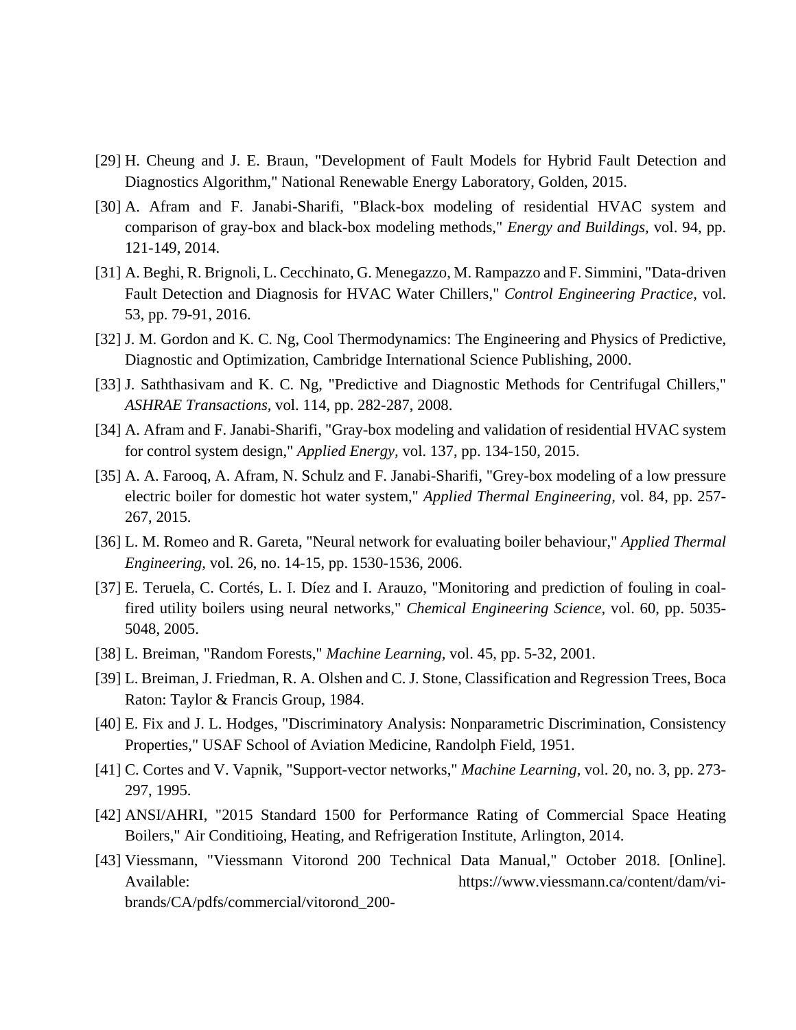[29] H. Cheung and J. E. Braun, "Development of Fault Models for Hybrid Fault Detection and Diagnostics Algorithm," National Renewable Energy Laboratory, Golden, 2015.

[30] A. Afram and F. Janabi-Sharifi, "Black-box modeling of residential HVAC system and comparison of gray-box and black-box modeling methods," *Energy and Buildings,* vol. 94, pp. 121-149, 2014.

[31] A. Beghi, R. Brignoli, L. Cecchinato, G. Menegazzo, M. Rampazzo and F. Simmini, "Data-driven Fault Detection and Diagnosis for HVAC Water Chillers," *Control Engineering Practice,* vol. 53, pp. 79-91, 2016.

[32] J. M. Gordon and K. C. Ng, Cool Thermodynamics: The Engineering and Physics of Predictive, Diagnostic and Optimization, Cambridge International Science Publishing, 2000.

[33] J. Saththasivam and K. C. Ng, "Predictive and Diagnostic Methods for Centrifugal Chillers," *ASHRAE Transactions,* vol. 114, pp. 282-287, 2008.

[34] A. Afram and F. Janabi-Sharifi, "Gray-box modeling and validation of residential HVAC system for control system design," *Applied Energy,* vol. 137, pp. 134-150, 2015.

[35] A. A. Farooq, A. Afram, N. Schulz and F. Janabi-Sharifi, "Grey-box modeling of a low pressure electric boiler for domestic hot water system," *Applied Thermal Engineering,* vol. 84, pp. 257-267, 2015.

[36] L. M. Romeo and R. Gareta, "Neural network for evaluating boiler behaviour," *Applied Thermal Engineering,* vol. 26, no. 14-15, pp. 1530-1536, 2006.

[37] E. Teruela, C. Cortés, L. I. Díez and I. Arauzo, "Monitoring and prediction of fouling in coal-fired utility boilers using neural networks," *Chemical Engineering Science,* vol. 60, pp. 5035-5048, 2005.

[38] L. Breiman, "Random Forests," *Machine Learning,* vol. 45, pp. 5-32, 2001.

[39] L. Breiman, J. Friedman, R. A. Olshen and C. J. Stone, Classification and Regression Trees, Boca Raton: Taylor & Francis Group, 1984.

[40] E. Fix and J. L. Hodges, "Discriminatory Analysis: Nonparametric Discrimination, Consistency Properties," USAF School of Aviation Medicine, Randolph Field, 1951.

[41] C. Cortes and V. Vapnik, "Support-vector networks," *Machine Learning,* vol. 20, no. 3, pp. 273-297, 1995.

[42] ANSI/AHRI, "2015 Standard 1500 for Performance Rating of Commercial Space Heating Boilers," Air Conditioing, Heating, and Refrigeration Institute, Arlington, 2014.

[43] Viessmann, "Viessmann Vitorond 200 Technical Data Manual," October 2018. [Online]. Available: https://www.viessmann.ca/content/dam/vi-brands/CA/pdfs/commercial/vitorond_200-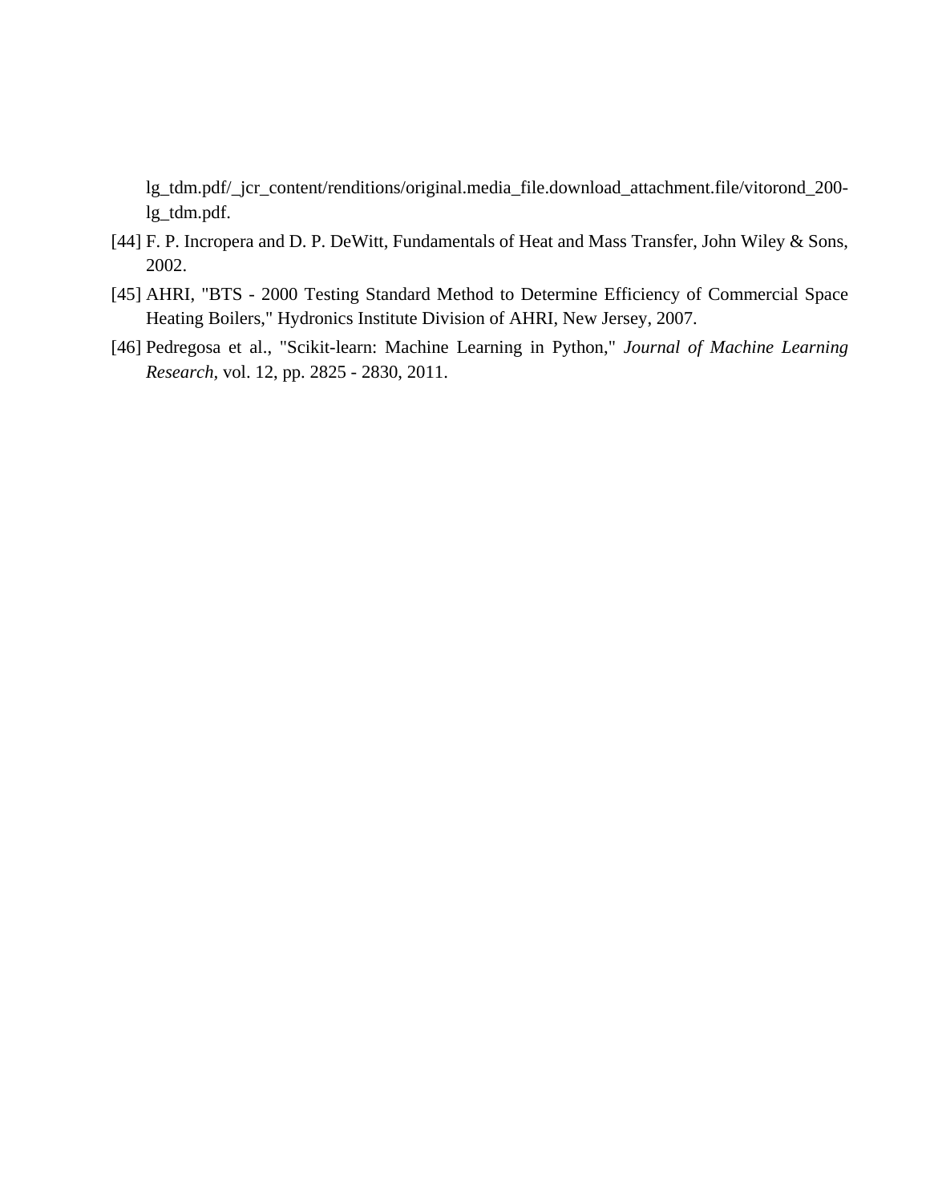lg_tdm.pdf/_jcr_content/renditions/original.media_file.download_attachment.file/vitorond_200-lg_tdm.pdf.

[44] F. P. Incropera and D. P. DeWitt, Fundamentals of Heat and Mass Transfer, John Wiley & Sons, 2002.

[45] AHRI, "BTS - 2000 Testing Standard Method to Determine Efficiency of Commercial Space Heating Boilers," Hydronics Institute Division of AHRI, New Jersey, 2007.

[46] Pedregosa et al., "Scikit-learn: Machine Learning in Python," *Journal of Machine Learning Research*, vol. 12, pp. 2825 - 2830, 2011.